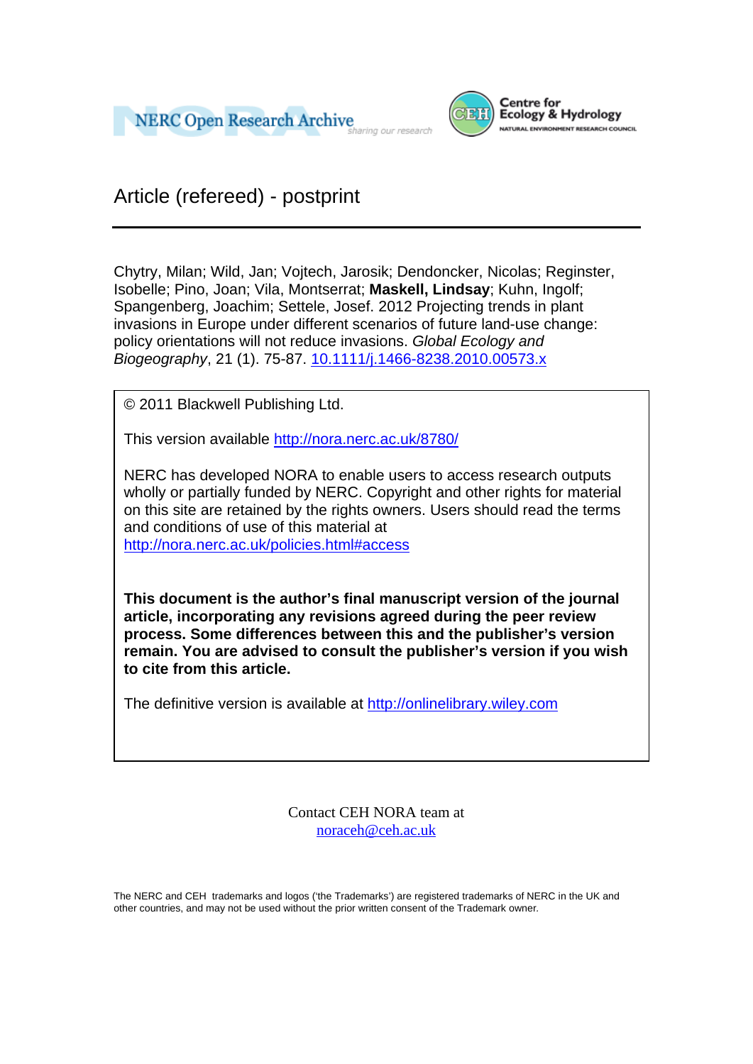NERC Open Research Archive

Centre for Ecology & Hydrology
NATURAL ENVIRONMENT RESEARCH COUNCIL

# Article (refereed) - postprint

Chytry, Milan; Wild, Jan; Vojtech, Jarosik; Dendoncker, Nicolas; Reginster, Isobelle; Pino, Joan; Vila, Montserrat; **Maskell, Lindsay**; Kuhn, Ingolf; Spangenberg, Joachim; Settele, Josef. 2012 Projecting trends in plant invasions in Europe under different scenarios of future land-use change: policy orientations will not reduce invasions. *Global Ecology and Biogeography*, 21 (1). 75-87. 10.1111/j.1466-8238.2010.00573.x

© 2011 Blackwell Publishing Ltd.

This version available http://nora.nerc.ac.uk/8780/

NERC has developed NORA to enable users to access research outputs wholly or partially funded by NERC. Copyright and other rights for material on this site are retained by the rights owners. Users should read the terms and conditions of use of this material at http://nora.nerc.ac.uk/policies.html#access

**This document is the author's final manuscript version of the journal article, incorporating any revisions agreed during the peer review process. Some differences between this and the publisher's version remain. You are advised to consult the publisher's version if you wish to cite from this article.**

The definitive version is available at http://onlinelibrary.wiley.com

Contact CEH NORA team at
noraceh@ceh.ac.uk

The NERC and CEH trademarks and logos ('the Trademarks') are registered trademarks of NERC in the UK and other countries, and may not be used without the prior written consent of the Trademark owner.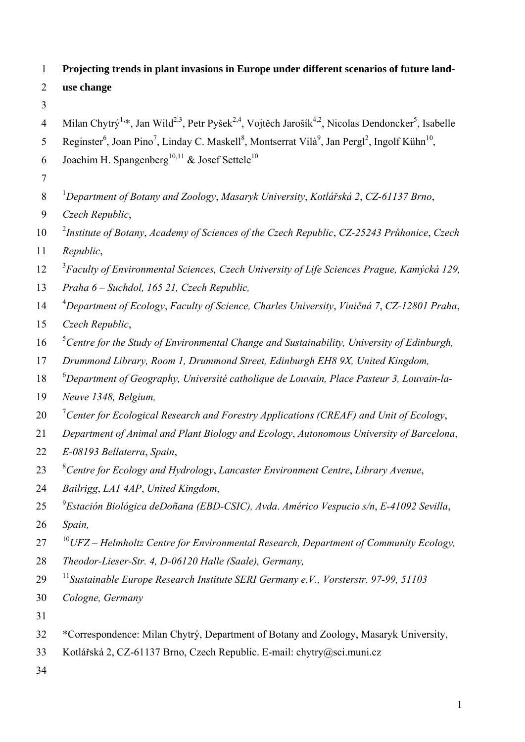**Projecting trends in plant invasions in Europe under different scenarios of future land-use change**

Milan Chytrý[1,*], Jan Wild[2,3], Petr Pyšek[2,4], Vojtěch Jarošík[4,2], Nicolas Dendoncker[5], Isabelle Reginster[6], Joan Pino[7], Linday C. Maskell[8], Montserrat Vilà[9], Jan Pergl[2], Ingolf Kühn[10], Joachim H. Spangenberg[10,11] & Josef Settele[10]

[1] *Department of Botany and Zoology*, *Masaryk University*, *Kotlářská 2*, *CZ-61137 Brno*, *Czech Republic*,

[2] *Institute of Botany*, *Academy of Sciences of the Czech Republic*, *CZ-25243 Průhonice*, *Czech Republic*,

[3] *Faculty of Environmental Sciences, Czech University of Life Sciences Prague, Kamýcká 129, Praha 6 – Suchdol, 165 21, Czech Republic,*

[4] *Department of Ecology*, *Faculty of Science, Charles University*, *Viničná 7*, *CZ-12801 Praha*, *Czech Republic*,

[5] *Centre for the Study of Environmental Change and Sustainability, University of Edinburgh, Drummond Library, Room 1, Drummond Street, Edinburgh EH8 9X, United Kingdom,*

[6] *Department of Geography, Université catholique de Louvain, Place Pasteur 3, Louvain-la-Neuve 1348, Belgium,*

[7] *Center for Ecological Research and Forestry Applications (CREAF) and Unit of Ecology*, *Department of Animal and Plant Biology and Ecology*, *Autonomous University of Barcelona*, *E-08193 Bellaterra*, *Spain*,

[8] *Centre for Ecology and Hydrology*, *Lancaster Environment Centre*, *Library Avenue*, *Bailrigg*, *LA1 4AP*, *United Kingdom*,

[9] *Estación Biológica deDoñana (EBD-CSIC), Avda*. *Américo Vespucio s/n*, *E-41092 Sevilla*, *Spain,*

[10] *UFZ – Helmholtz Centre for Environmental Research, Department of Community Ecology, Theodor-Lieser-Str. 4, D-06120 Halle (Saale), Germany,*

[11] *Sustainable Europe Research Institute SERI Germany e.V., Vorsterstr. 97-99, 51103 Cologne, Germany*

*Correspondence: Milan Chytrý, Department of Botany and Zoology, Masaryk University, Kotlářská 2, CZ-61137 Brno, Czech Republic. E-mail: chytry@sci.muni.cz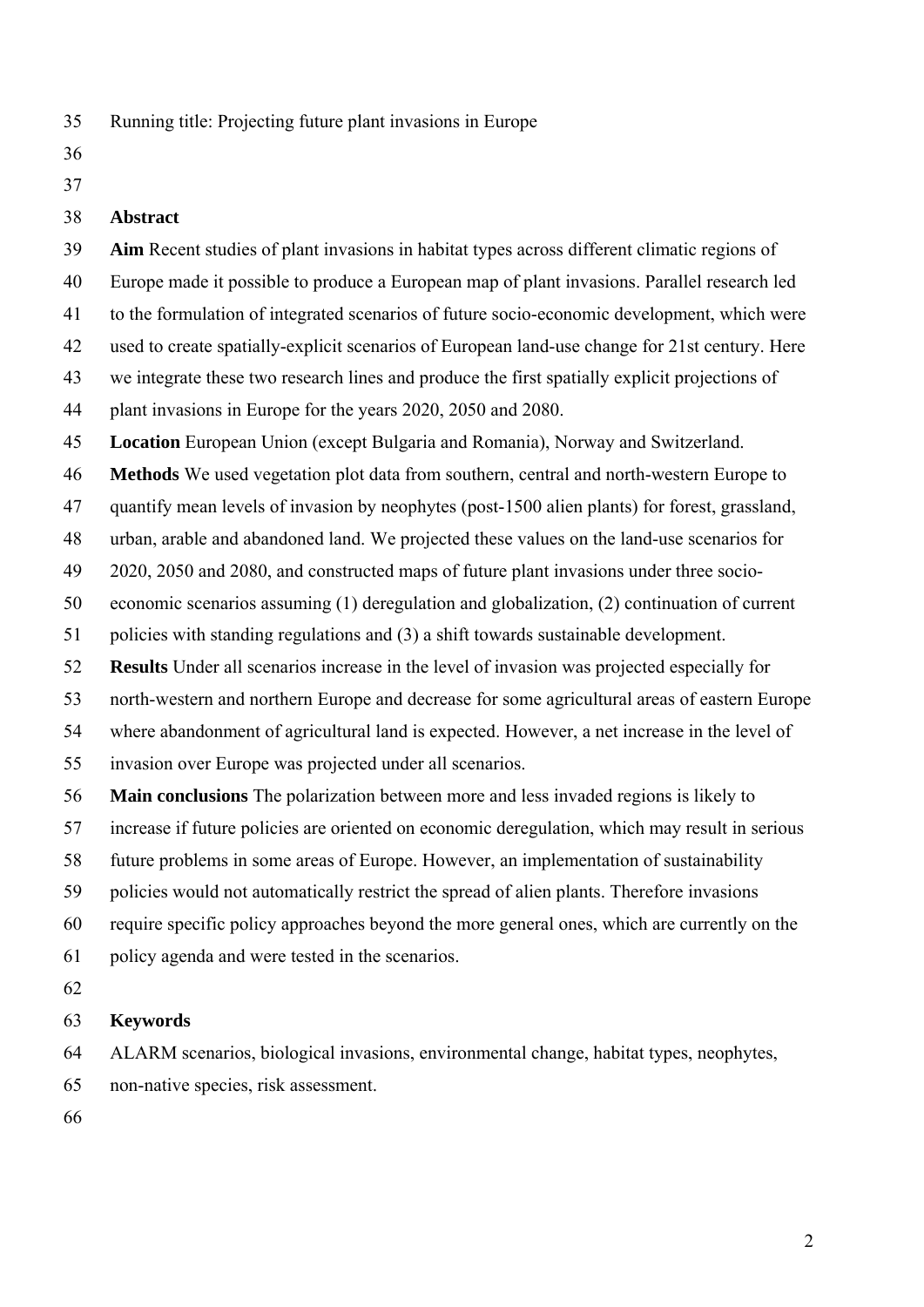Running title: Projecting future plant invasions in Europe

## Abstract

**Aim** Recent studies of plant invasions in habitat types across different climatic regions of Europe made it possible to produce a European map of plant invasions. Parallel research led to the formulation of integrated scenarios of future socio-economic development, which were used to create spatially-explicit scenarios of European land-use change for 21st century. Here we integrate these two research lines and produce the first spatially explicit projections of plant invasions in Europe for the years 2020, 2050 and 2080.

**Location** European Union (except Bulgaria and Romania), Norway and Switzerland.

**Methods** We used vegetation plot data from southern, central and north-western Europe to quantify mean levels of invasion by neophytes (post-1500 alien plants) for forest, grassland, urban, arable and abandoned land. We projected these values on the land-use scenarios for 2020, 2050 and 2080, and constructed maps of future plant invasions under three socio-economic scenarios assuming (1) deregulation and globalization, (2) continuation of current policies with standing regulations and (3) a shift towards sustainable development.

**Results** Under all scenarios increase in the level of invasion was projected especially for north-western and northern Europe and decrease for some agricultural areas of eastern Europe where abandonment of agricultural land is expected. However, a net increase in the level of invasion over Europe was projected under all scenarios.

**Main conclusions** The polarization between more and less invaded regions is likely to increase if future policies are oriented on economic deregulation, which may result in serious future problems in some areas of Europe. However, an implementation of sustainability policies would not automatically restrict the spread of alien plants. Therefore invasions require specific policy approaches beyond the more general ones, which are currently on the policy agenda and were tested in the scenarios.

## Keywords

ALARM scenarios, biological invasions, environmental change, habitat types, neophytes, non-native species, risk assessment.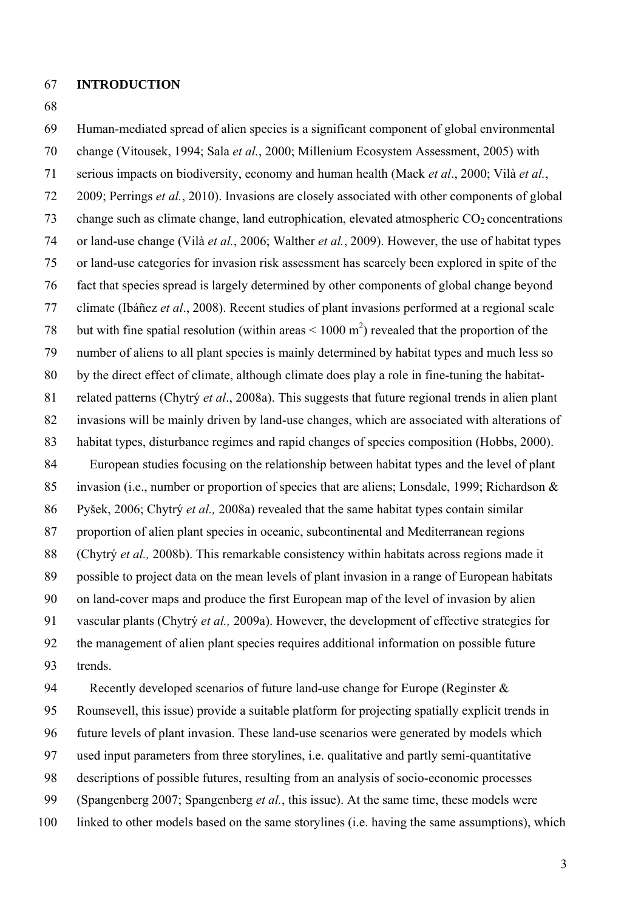## INTRODUCTION

Human-mediated spread of alien species is a significant component of global environmental change (Vitousek, 1994; Sala *et al.*, 2000; Millenium Ecosystem Assessment, 2005) with serious impacts on biodiversity, economy and human health (Mack *et al*., 2000; Vilà *et al.*, 2009; Perrings *et al.*, 2010). Invasions are closely associated with other components of global change such as climate change, land eutrophication, elevated atmospheric $CO_2$ concentrations or land-use change (Vilà *et al.*, 2006; Walther *et al.*, 2009). However, the use of habitat types or land-use categories for invasion risk assessment has scarcely been explored in spite of the fact that species spread is largely determined by other components of global change beyond climate (Ibáñez *et al*., 2008). Recent studies of plant invasions performed at a regional scale but with fine spatial resolution (within areas < 1000 $m^2$) revealed that the proportion of the number of aliens to all plant species is mainly determined by habitat types and much less so by the direct effect of climate, although climate does play a role in fine-tuning the habitat-related patterns (Chytrý *et al*., 2008a). This suggests that future regional trends in alien plant invasions will be mainly driven by land-use changes, which are associated with alterations of habitat types, disturbance regimes and rapid changes of species composition (Hobbs, 2000).

European studies focusing on the relationship between habitat types and the level of plant invasion (i.e., number or proportion of species that are aliens; Lonsdale, 1999; Richardson & Pyšek, 2006; Chytrý *et al.,* 2008a) revealed that the same habitat types contain similar proportion of alien plant species in oceanic, subcontinental and Mediterranean regions (Chytrý *et al.,* 2008b). This remarkable consistency within habitats across regions made it possible to project data on the mean levels of plant invasion in a range of European habitats on land-cover maps and produce the first European map of the level of invasion by alien vascular plants (Chytrý *et al.,* 2009a). However, the development of effective strategies for the management of alien plant species requires additional information on possible future trends.

Recently developed scenarios of future land-use change for Europe (Reginster & Rounsevell, this issue) provide a suitable platform for projecting spatially explicit trends in future levels of plant invasion. These land-use scenarios were generated by models which used input parameters from three storylines, i.e. qualitative and partly semi-quantitative descriptions of possible futures, resulting from an analysis of socio-economic processes (Spangenberg 2007; Spangenberg *et al.*, this issue). At the same time, these models were linked to other models based on the same storylines (i.e. having the same assumptions), which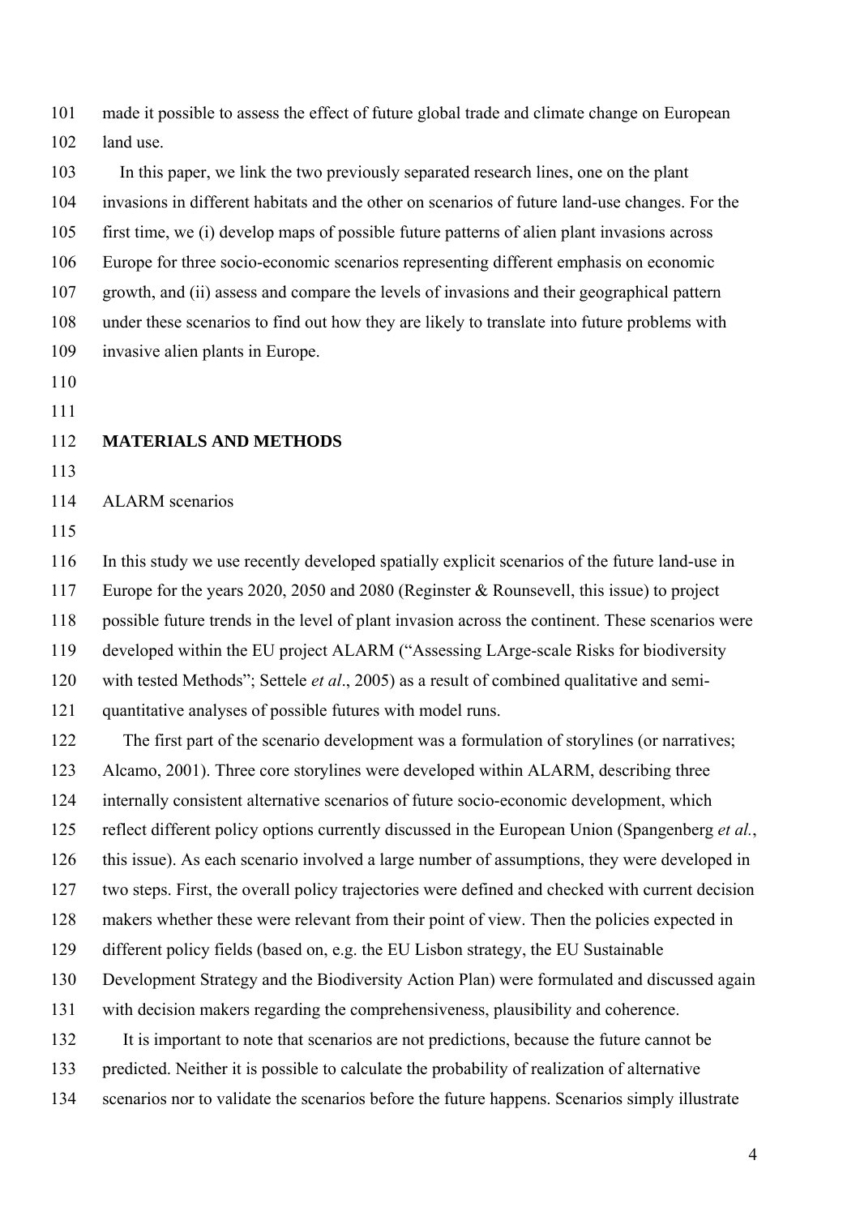made it possible to assess the effect of future global trade and climate change on European land use.

In this paper, we link the two previously separated research lines, one on the plant invasions in different habitats and the other on scenarios of future land-use changes. For the first time, we (i) develop maps of possible future patterns of alien plant invasions across Europe for three socio-economic scenarios representing different emphasis on economic growth, and (ii) assess and compare the levels of invasions and their geographical pattern under these scenarios to find out how they are likely to translate into future problems with invasive alien plants in Europe.

## MATERIALS AND METHODS

### ALARM scenarios

In this study we use recently developed spatially explicit scenarios of the future land-use in Europe for the years 2020, 2050 and 2080 (Reginster & Rounsevell, this issue) to project possible future trends in the level of plant invasion across the continent. These scenarios were developed within the EU project ALARM ("Assessing LArge-scale Risks for biodiversity with tested Methods"; Settele *et al*., 2005) as a result of combined qualitative and semi-quantitative analyses of possible futures with model runs.

The first part of the scenario development was a formulation of storylines (or narratives; Alcamo, 2001). Three core storylines were developed within ALARM, describing three internally consistent alternative scenarios of future socio-economic development, which reflect different policy options currently discussed in the European Union (Spangenberg *et al.*, this issue). As each scenario involved a large number of assumptions, they were developed in two steps. First, the overall policy trajectories were defined and checked with current decision makers whether these were relevant from their point of view. Then the policies expected in different policy fields (based on, e.g. the EU Lisbon strategy, the EU Sustainable Development Strategy and the Biodiversity Action Plan) were formulated and discussed again with decision makers regarding the comprehensiveness, plausibility and coherence.

It is important to note that scenarios are not predictions, because the future cannot be predicted. Neither it is possible to calculate the probability of realization of alternative scenarios nor to validate the scenarios before the future happens. Scenarios simply illustrate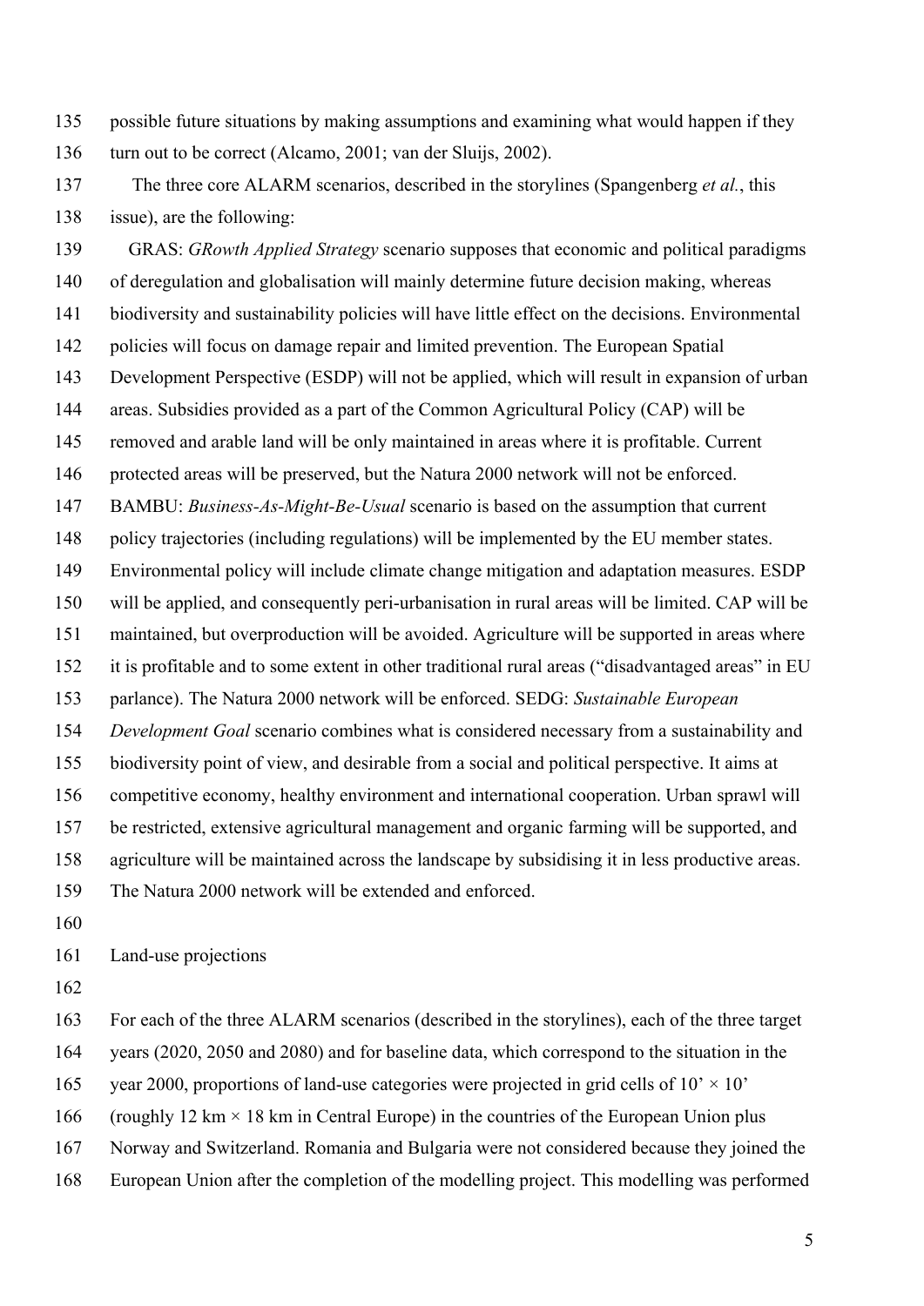possible future situations by making assumptions and examining what would happen if they turn out to be correct (Alcamo, 2001; van der Sluijs, 2002).

The three core ALARM scenarios, described in the storylines (Spangenberg *et al.*, this issue), are the following:

GRAS: *GRowth Applied Strategy* scenario supposes that economic and political paradigms of deregulation and globalisation will mainly determine future decision making, whereas biodiversity and sustainability policies will have little effect on the decisions. Environmental policies will focus on damage repair and limited prevention. The European Spatial Development Perspective (ESDP) will not be applied, which will result in expansion of urban areas. Subsidies provided as a part of the Common Agricultural Policy (CAP) will be removed and arable land will be only maintained in areas where it is profitable. Current protected areas will be preserved, but the Natura 2000 network will not be enforced.

BAMBU: *Business-As-Might-Be-Usual* scenario is based on the assumption that current policy trajectories (including regulations) will be implemented by the EU member states. Environmental policy will include climate change mitigation and adaptation measures. ESDP will be applied, and consequently peri-urbanisation in rural areas will be limited. CAP will be maintained, but overproduction will be avoided. Agriculture will be supported in areas where it is profitable and to some extent in other traditional rural areas ("disadvantaged areas" in EU parlance). The Natura 2000 network will be enforced. SEDG: *Sustainable European Development Goal* scenario combines what is considered necessary from a sustainability and biodiversity point of view, and desirable from a social and political perspective. It aims at competitive economy, healthy environment and international cooperation. Urban sprawl will be restricted, extensive agricultural management and organic farming will be supported, and agriculture will be maintained across the landscape by subsidising it in less productive areas. The Natura 2000 network will be extended and enforced.

## Land-use projections

For each of the three ALARM scenarios (described in the storylines), each of the three target years (2020, 2050 and 2080) and for baseline data, which correspond to the situation in the year 2000, proportions of land-use categories were projected in grid cells of 10' × 10' (roughly 12 km × 18 km in Central Europe) in the countries of the European Union plus Norway and Switzerland. Romania and Bulgaria were not considered because they joined the European Union after the completion of the modelling project. This modelling was performed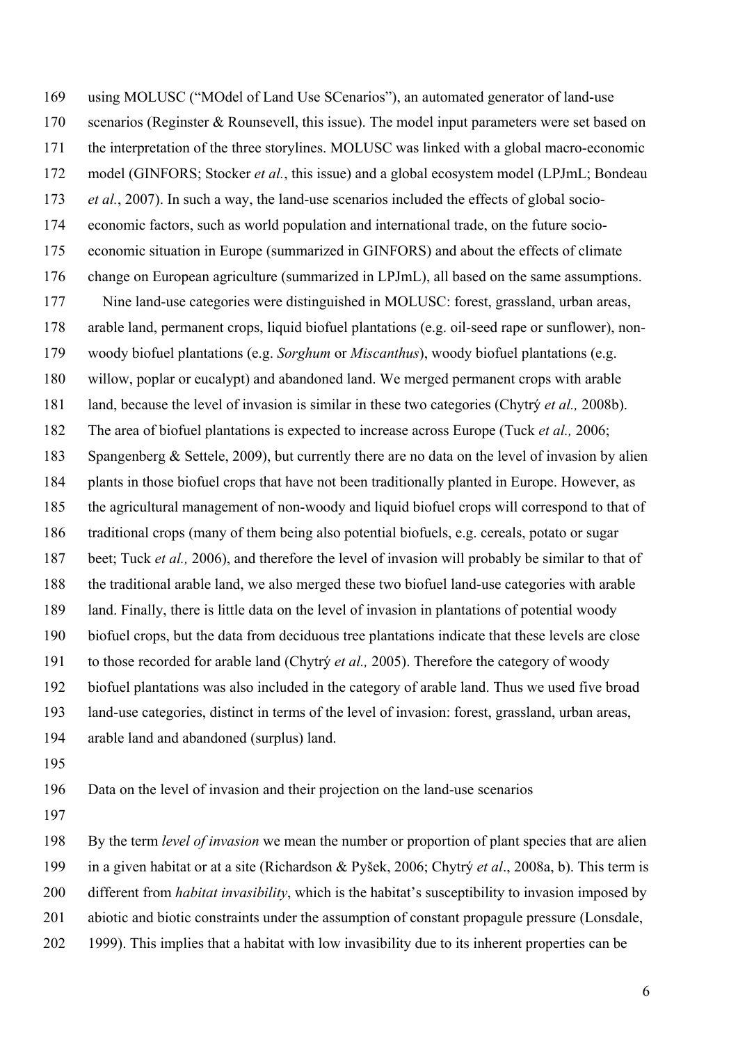using MOLUSC ("MOdel of Land Use SCenarios"), an automated generator of land-use scenarios (Reginster & Rounsevell, this issue). The model input parameters were set based on the interpretation of the three storylines. MOLUSC was linked with a global macro-economic model (GINFORS; Stocker *et al.*, this issue) and a global ecosystem model (LPJmL; Bondeau *et al.*, 2007). In such a way, the land-use scenarios included the effects of global socio-economic factors, such as world population and international trade, on the future socio-economic situation in Europe (summarized in GINFORS) and about the effects of climate change on European agriculture (summarized in LPJmL), all based on the same assumptions.

Nine land-use categories were distinguished in MOLUSC: forest, grassland, urban areas, arable land, permanent crops, liquid biofuel plantations (e.g. oil-seed rape or sunflower), non-woody biofuel plantations (e.g. *Sorghum* or *Miscanthus*), woody biofuel plantations (e.g. willow, poplar or eucalypt) and abandoned land. We merged permanent crops with arable land, because the level of invasion is similar in these two categories (Chytrý *et al.,* 2008b). The area of biofuel plantations is expected to increase across Europe (Tuck *et al.,* 2006; Spangenberg & Settele, 2009), but currently there are no data on the level of invasion by alien plants in those biofuel crops that have not been traditionally planted in Europe. However, as the agricultural management of non-woody and liquid biofuel crops will correspond to that of traditional crops (many of them being also potential biofuels, e.g. cereals, potato or sugar beet; Tuck *et al.,* 2006), and therefore the level of invasion will probably be similar to that of the traditional arable land, we also merged these two biofuel land-use categories with arable land. Finally, there is little data on the level of invasion in plantations of potential woody biofuel crops, but the data from deciduous tree plantations indicate that these levels are close to those recorded for arable land (Chytrý *et al.,* 2005). Therefore the category of woody biofuel plantations was also included in the category of arable land. Thus we used five broad land-use categories, distinct in terms of the level of invasion: forest, grassland, urban areas, arable land and abandoned (surplus) land.

## Data on the level of invasion and their projection on the land-use scenarios

By the term *level of invasion* we mean the number or proportion of plant species that are alien in a given habitat or at a site (Richardson & Pyšek, 2006; Chytrý *et al*., 2008a, b). This term is different from *habitat invasibility*, which is the habitat's susceptibility to invasion imposed by abiotic and biotic constraints under the assumption of constant propagule pressure (Lonsdale, 1999). This implies that a habitat with low invasibility due to its inherent properties can be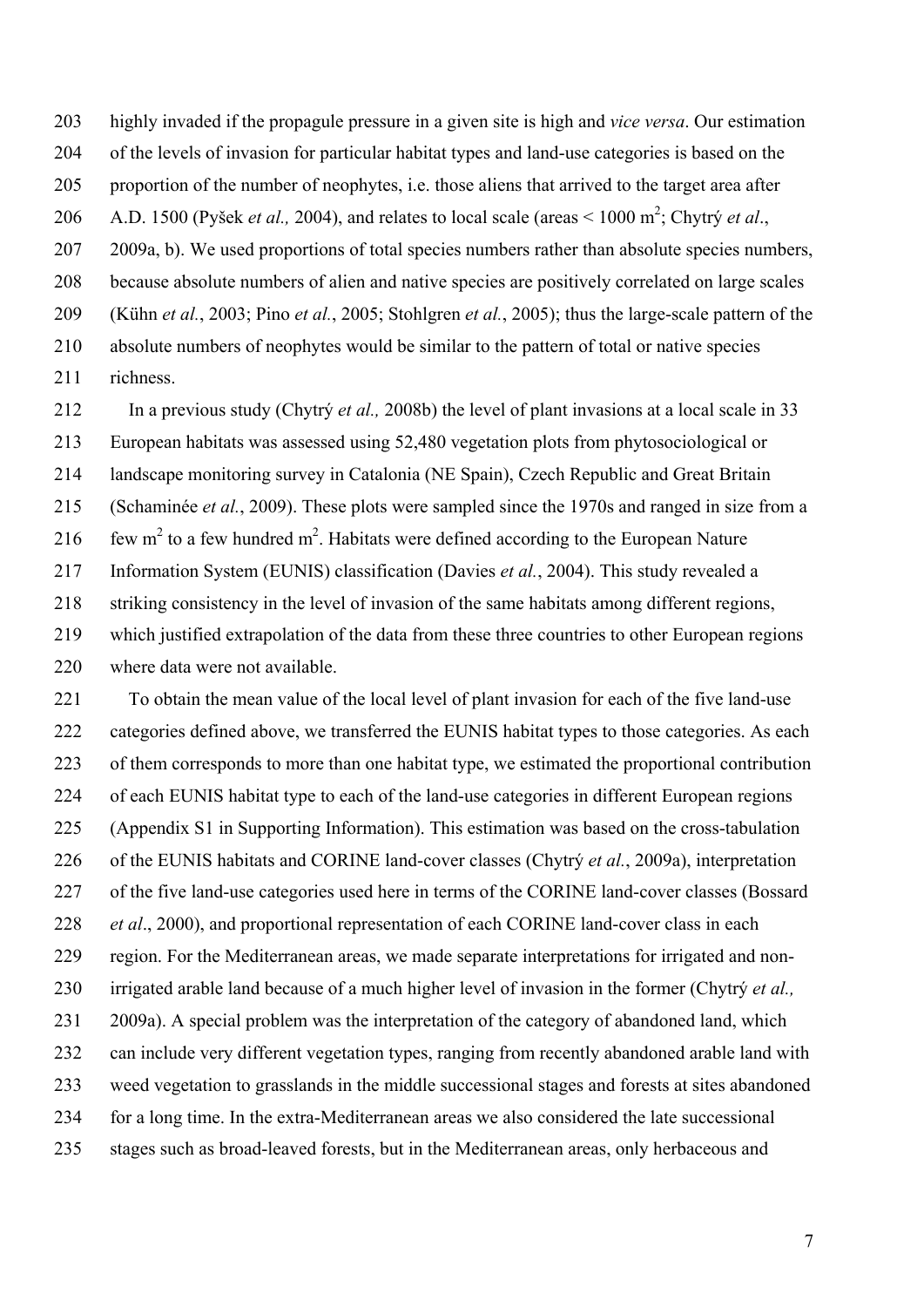highly invaded if the propagule pressure in a given site is high and *vice versa*. Our estimation of the levels of invasion for particular habitat types and land-use categories is based on the proportion of the number of neophytes, i.e. those aliens that arrived to the target area after A.D. 1500 (Pyšek *et al.,* 2004), and relates to local scale (areas < 1000 $m^2$; Chytrý *et al*., 2009a, b). We used proportions of total species numbers rather than absolute species numbers, because absolute numbers of alien and native species are positively correlated on large scales (Kühn *et al.*, 2003; Pino *et al.*, 2005; Stohlgren *et al.*, 2005); thus the large-scale pattern of the absolute numbers of neophytes would be similar to the pattern of total or native species richness.

In a previous study (Chytrý *et al.,* 2008b) the level of plant invasions at a local scale in 33 European habitats was assessed using 52,480 vegetation plots from phytosociological or landscape monitoring survey in Catalonia (NE Spain), Czech Republic and Great Britain (Schaminée *et al.*, 2009). These plots were sampled since the 1970s and ranged in size from a few $m^2$ to a few hundred $m^2$. Habitats were defined according to the European Nature Information System (EUNIS) classification (Davies *et al.*, 2004). This study revealed a striking consistency in the level of invasion of the same habitats among different regions, which justified extrapolation of the data from these three countries to other European regions where data were not available.

To obtain the mean value of the local level of plant invasion for each of the five land-use categories defined above, we transferred the EUNIS habitat types to those categories. As each of them corresponds to more than one habitat type, we estimated the proportional contribution of each EUNIS habitat type to each of the land-use categories in different European regions (Appendix S1 in Supporting Information). This estimation was based on the cross-tabulation of the EUNIS habitats and CORINE land-cover classes (Chytrý *et al.*, 2009a), interpretation of the five land-use categories used here in terms of the CORINE land-cover classes (Bossard *et al*., 2000), and proportional representation of each CORINE land-cover class in each region. For the Mediterranean areas, we made separate interpretations for irrigated and non-irrigated arable land because of a much higher level of invasion in the former (Chytrý *et al.,* 2009a). A special problem was the interpretation of the category of abandoned land, which can include very different vegetation types, ranging from recently abandoned arable land with weed vegetation to grasslands in the middle successional stages and forests at sites abandoned for a long time. In the extra-Mediterranean areas we also considered the late successional stages such as broad-leaved forests, but in the Mediterranean areas, only herbaceous and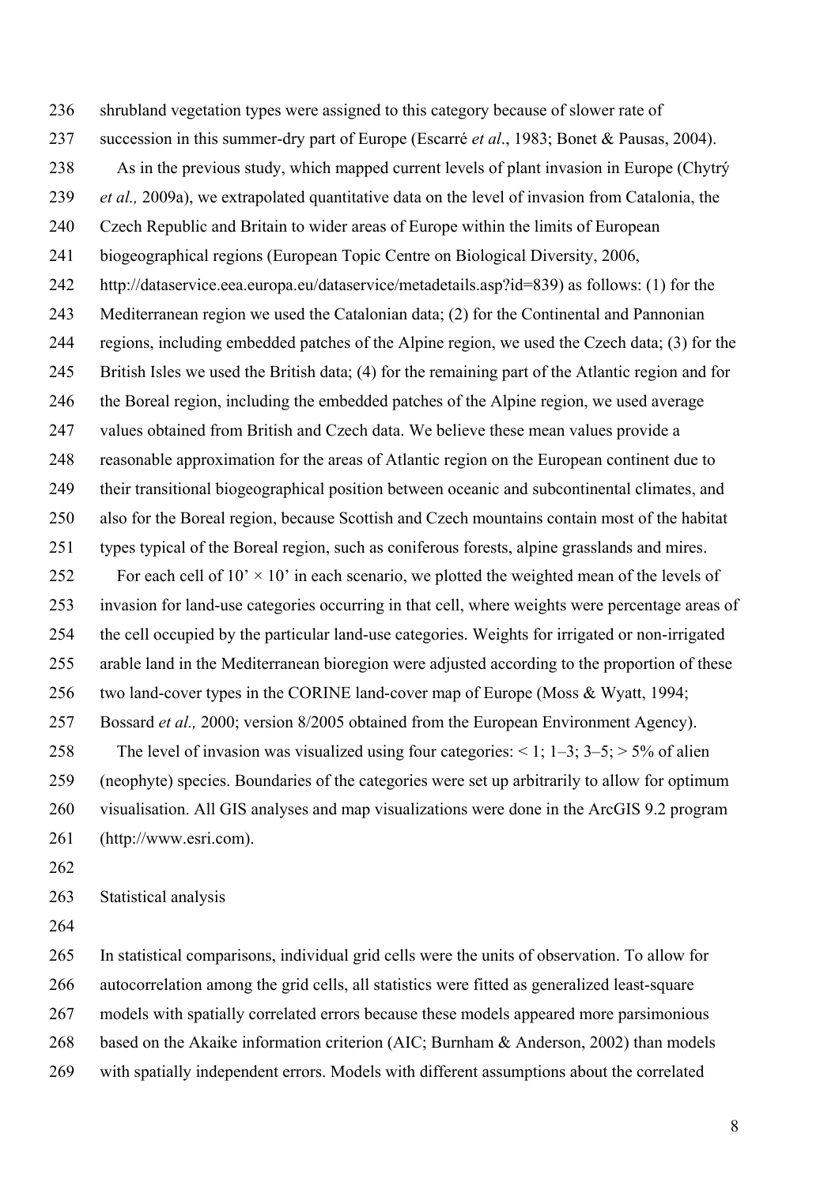shrubland vegetation types were assigned to this category because of slower rate of succession in this summer-dry part of Europe (Escarré *et al*., 1983; Bonet & Pausas, 2004).

As in the previous study, which mapped current levels of plant invasion in Europe (Chytrý *et al.,* 2009a), we extrapolated quantitative data on the level of invasion from Catalonia, the Czech Republic and Britain to wider areas of Europe within the limits of European biogeographical regions (European Topic Centre on Biological Diversity, 2006, http://dataservice.eea.europa.eu/dataservice/metadetails.asp?id=839) as follows: (1) for the Mediterranean region we used the Catalonian data; (2) for the Continental and Pannonian regions, including embedded patches of the Alpine region, we used the Czech data; (3) for the British Isles we used the British data; (4) for the remaining part of the Atlantic region and for the Boreal region, including the embedded patches of the Alpine region, we used average values obtained from British and Czech data. We believe these mean values provide a reasonable approximation for the areas of Atlantic region on the European continent due to their transitional biogeographical position between oceanic and subcontinental climates, and also for the Boreal region, because Scottish and Czech mountains contain most of the habitat types typical of the Boreal region, such as coniferous forests, alpine grasslands and mires.

For each cell of 10’ × 10’ in each scenario, we plotted the weighted mean of the levels of invasion for land-use categories occurring in that cell, where weights were percentage areas of the cell occupied by the particular land-use categories. Weights for irrigated or non-irrigated arable land in the Mediterranean bioregion were adjusted according to the proportion of these two land-cover types in the CORINE land-cover map of Europe (Moss & Wyatt, 1994; Bossard *et al.,* 2000; version 8/2005 obtained from the European Environment Agency).

The level of invasion was visualized using four categories: < 1; 1–3; 3–5; > 5% of alien (neophyte) species. Boundaries of the categories were set up arbitrarily to allow for optimum visualisation. All GIS analyses and map visualizations were done in the ArcGIS 9.2 program (http://www.esri.com).

## Statistical analysis

In statistical comparisons, individual grid cells were the units of observation. To allow for autocorrelation among the grid cells, all statistics were fitted as generalized least-square models with spatially correlated errors because these models appeared more parsimonious based on the Akaike information criterion (AIC; Burnham & Anderson, 2002) than models with spatially independent errors. Models with different assumptions about the correlated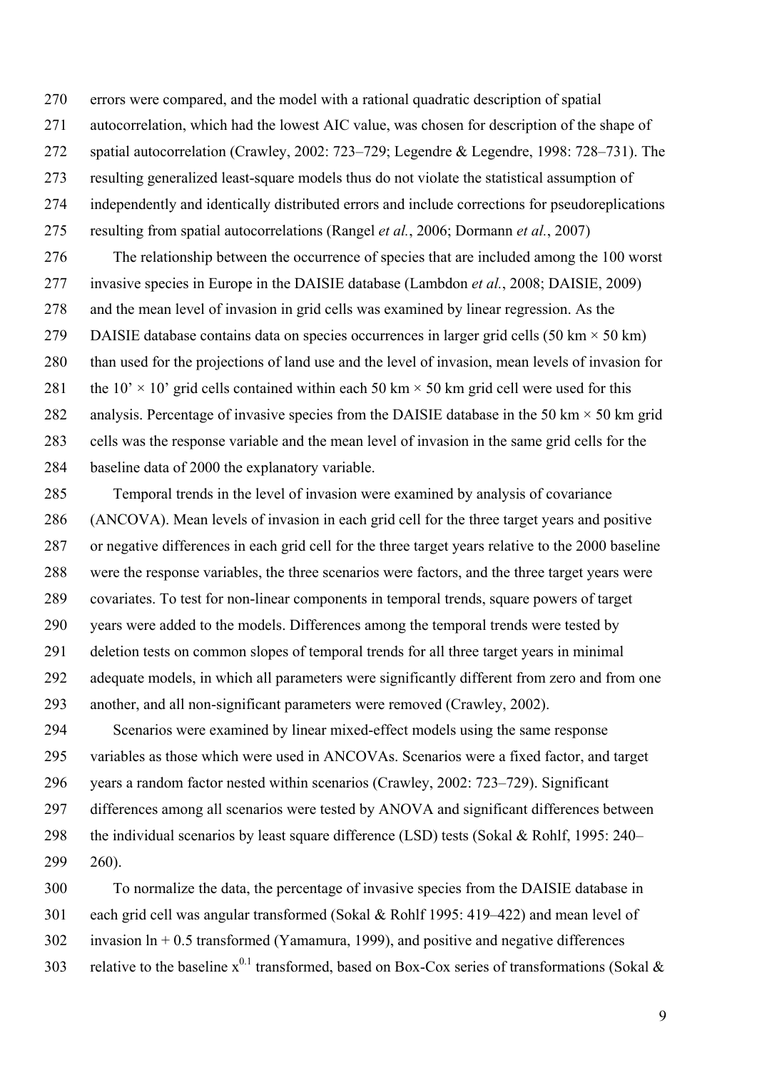errors were compared, and the model with a rational quadratic description of spatial autocorrelation, which had the lowest AIC value, was chosen for description of the shape of spatial autocorrelation (Crawley, 2002: 723–729; Legendre & Legendre, 1998: 728–731). The resulting generalized least-square models thus do not violate the statistical assumption of independently and identically distributed errors and include corrections for pseudoreplications resulting from spatial autocorrelations (Rangel *et al.*, 2006; Dormann *et al.*, 2007)

The relationship between the occurrence of species that are included among the 100 worst invasive species in Europe in the DAISIE database (Lambdon *et al.*, 2008; DAISIE, 2009) and the mean level of invasion in grid cells was examined by linear regression. As the DAISIE database contains data on species occurrences in larger grid cells (50 km × 50 km) than used for the projections of land use and the level of invasion, mean levels of invasion for the 10' × 10' grid cells contained within each 50 km × 50 km grid cell were used for this analysis. Percentage of invasive species from the DAISIE database in the 50 km × 50 km grid cells was the response variable and the mean level of invasion in the same grid cells for the baseline data of 2000 the explanatory variable.

Temporal trends in the level of invasion were examined by analysis of covariance (ANCOVA). Mean levels of invasion in each grid cell for the three target years and positive or negative differences in each grid cell for the three target years relative to the 2000 baseline were the response variables, the three scenarios were factors, and the three target years were covariates. To test for non-linear components in temporal trends, square powers of target years were added to the models. Differences among the temporal trends were tested by deletion tests on common slopes of temporal trends for all three target years in minimal adequate models, in which all parameters were significantly different from zero and from one another, and all non-significant parameters were removed (Crawley, 2002).

Scenarios were examined by linear mixed-effect models using the same response variables as those which were used in ANCOVAs. Scenarios were a fixed factor, and target years a random factor nested within scenarios (Crawley, 2002: 723–729). Significant differences among all scenarios were tested by ANOVA and significant differences between the individual scenarios by least square difference (LSD) tests (Sokal & Rohlf, 1995: 240–260).

To normalize the data, the percentage of invasive species from the DAISIE database in each grid cell was angular transformed (Sokal & Rohlf 1995: 419–422) and mean level of invasion ln + 0.5 transformed (Yamamura, 1999), and positive and negative differences relative to the baseline $x^{0.1}$ transformed, based on Box-Cox series of transformations (Sokal &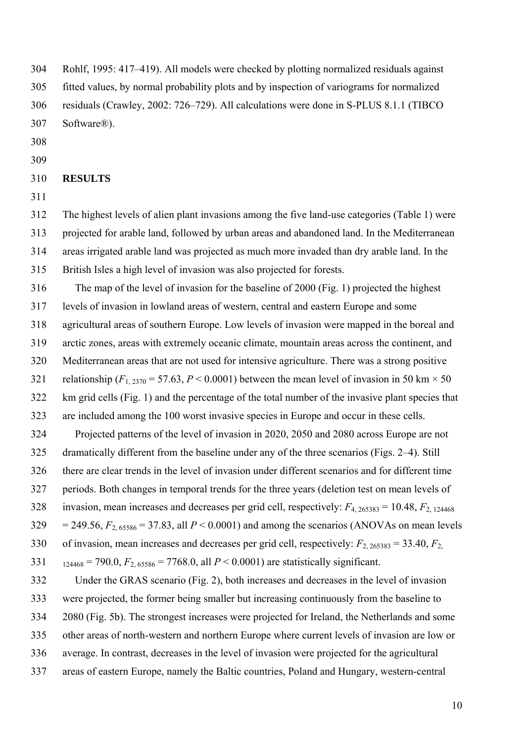Rohlf, 1995: 417–419). All models were checked by plotting normalized residuals against fitted values, by normal probability plots and by inspection of variograms for normalized residuals (Crawley, 2002: 726–729). All calculations were done in S-PLUS 8.1.1 (TIBCO Software®).

## RESULTS

The highest levels of alien plant invasions among the five land-use categories (Table 1) were projected for arable land, followed by urban areas and abandoned land. In the Mediterranean areas irrigated arable land was projected as much more invaded than dry arable land. In the British Isles a high level of invasion was also projected for forests.

The map of the level of invasion for the baseline of 2000 (Fig. 1) projected the highest levels of invasion in lowland areas of western, central and eastern Europe and some agricultural areas of southern Europe. Low levels of invasion were mapped in the boreal and arctic zones, areas with extremely oceanic climate, mountain areas across the continent, and Mediterranean areas that are not used for intensive agriculture. There was a strong positive relationship ($F_{1,\,2370} = 57.63$, $P < 0.0001$) between the mean level of invasion in 50 km × 50 km grid cells (Fig. 1) and the percentage of the total number of the invasive plant species that are included among the 100 worst invasive species in Europe and occur in these cells.

Projected patterns of the level of invasion in 2020, 2050 and 2080 across Europe are not dramatically different from the baseline under any of the three scenarios (Figs. 2–4). Still there are clear trends in the level of invasion under different scenarios and for different time periods. Both changes in temporal trends for the three years (deletion test on mean levels of invasion, mean increases and decreases per grid cell, respectively: $F_{4,\,265383} = 10.48$, $F_{2,\,124468} = 249.56$, $F_{2,\,65586} = 37.83$, all $P < 0.0001$) and among the scenarios (ANOVAs on mean levels of invasion, mean increases and decreases per grid cell, respectively: $F_{2,\,265383} = 33.40$, $F_{2,\,124468} = 790.0$, $F_{2,\,65586} = 7768.0$, all $P < 0.0001$) are statistically significant.

Under the GRAS scenario (Fig. 2), both increases and decreases in the level of invasion were projected, the former being smaller but increasing continuously from the baseline to 2080 (Fig. 5b). The strongest increases were projected for Ireland, the Netherlands and some other areas of north-western and northern Europe where current levels of invasion are low or average. In contrast, decreases in the level of invasion were projected for the agricultural areas of eastern Europe, namely the Baltic countries, Poland and Hungary, western-central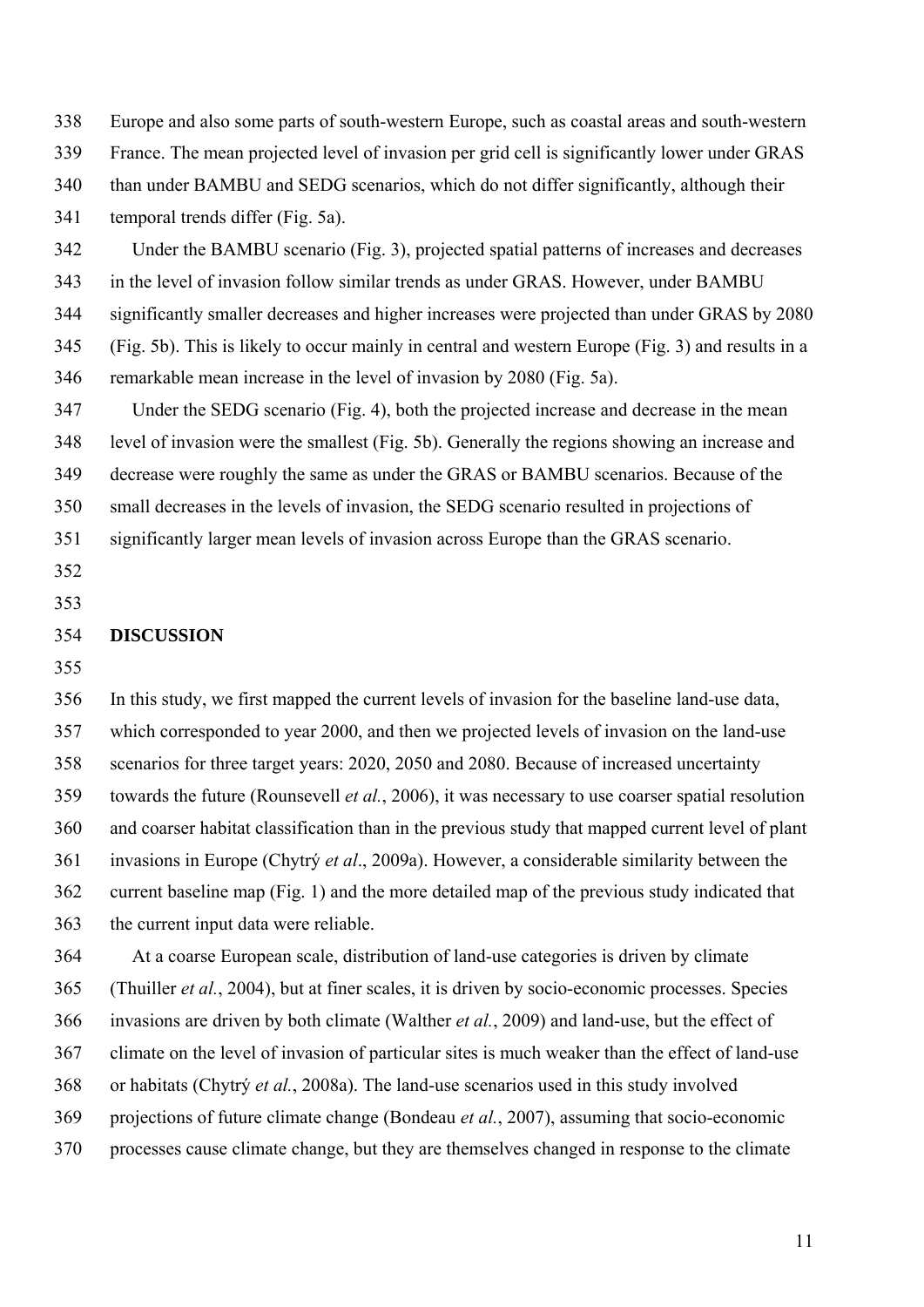Europe and also some parts of south-western Europe, such as coastal areas and south-western France. The mean projected level of invasion per grid cell is significantly lower under GRAS than under BAMBU and SEDG scenarios, which do not differ significantly, although their temporal trends differ (Fig. 5a).

Under the BAMBU scenario (Fig. 3), projected spatial patterns of increases and decreases in the level of invasion follow similar trends as under GRAS. However, under BAMBU significantly smaller decreases and higher increases were projected than under GRAS by 2080 (Fig. 5b). This is likely to occur mainly in central and western Europe (Fig. 3) and results in a remarkable mean increase in the level of invasion by 2080 (Fig. 5a).

Under the SEDG scenario (Fig. 4), both the projected increase and decrease in the mean level of invasion were the smallest (Fig. 5b). Generally the regions showing an increase and decrease were roughly the same as under the GRAS or BAMBU scenarios. Because of the small decreases in the levels of invasion, the SEDG scenario resulted in projections of significantly larger mean levels of invasion across Europe than the GRAS scenario.

## DISCUSSION

In this study, we first mapped the current levels of invasion for the baseline land-use data, which corresponded to year 2000, and then we projected levels of invasion on the land-use scenarios for three target years: 2020, 2050 and 2080. Because of increased uncertainty towards the future (Rounsevell *et al.*, 2006), it was necessary to use coarser spatial resolution and coarser habitat classification than in the previous study that mapped current level of plant invasions in Europe (Chytrý *et al*., 2009a). However, a considerable similarity between the current baseline map (Fig. 1) and the more detailed map of the previous study indicated that the current input data were reliable.

At a coarse European scale, distribution of land-use categories is driven by climate (Thuiller *et al.*, 2004), but at finer scales, it is driven by socio-economic processes. Species invasions are driven by both climate (Walther *et al.*, 2009) and land-use, but the effect of climate on the level of invasion of particular sites is much weaker than the effect of land-use or habitats (Chytrý *et al.*, 2008a). The land-use scenarios used in this study involved projections of future climate change (Bondeau *et al.*, 2007), assuming that socio-economic processes cause climate change, but they are themselves changed in response to the climate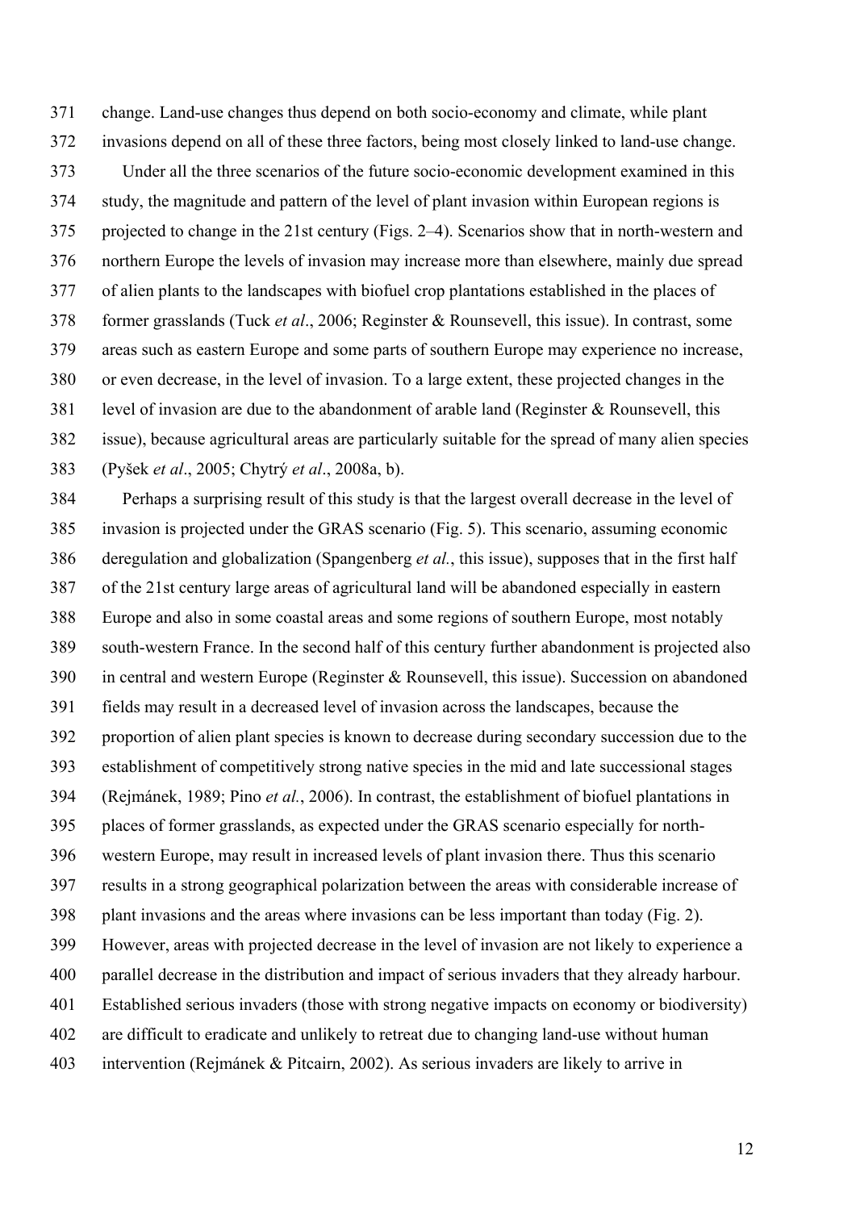change. Land-use changes thus depend on both socio-economy and climate, while plant invasions depend on all of these three factors, being most closely linked to land-use change.

Under all the three scenarios of the future socio-economic development examined in this study, the magnitude and pattern of the level of plant invasion within European regions is projected to change in the 21st century (Figs. 2–4). Scenarios show that in north-western and northern Europe the levels of invasion may increase more than elsewhere, mainly due spread of alien plants to the landscapes with biofuel crop plantations established in the places of former grasslands (Tuck *et al*., 2006; Reginster & Rounsevell, this issue). In contrast, some areas such as eastern Europe and some parts of southern Europe may experience no increase, or even decrease, in the level of invasion. To a large extent, these projected changes in the level of invasion are due to the abandonment of arable land (Reginster & Rounsevell, this issue), because agricultural areas are particularly suitable for the spread of many alien species (Pyšek *et al*., 2005; Chytrý *et al*., 2008a, b).

Perhaps a surprising result of this study is that the largest overall decrease in the level of invasion is projected under the GRAS scenario (Fig. 5). This scenario, assuming economic deregulation and globalization (Spangenberg *et al.*, this issue), supposes that in the first half of the 21st century large areas of agricultural land will be abandoned especially in eastern Europe and also in some coastal areas and some regions of southern Europe, most notably south-western France. In the second half of this century further abandonment is projected also in central and western Europe (Reginster & Rounsevell, this issue). Succession on abandoned fields may result in a decreased level of invasion across the landscapes, because the proportion of alien plant species is known to decrease during secondary succession due to the establishment of competitively strong native species in the mid and late successional stages (Rejmánek, 1989; Pino *et al.*, 2006). In contrast, the establishment of biofuel plantations in places of former grasslands, as expected under the GRAS scenario especially for north-western Europe, may result in increased levels of plant invasion there. Thus this scenario results in a strong geographical polarization between the areas with considerable increase of plant invasions and the areas where invasions can be less important than today (Fig. 2). However, areas with projected decrease in the level of invasion are not likely to experience a parallel decrease in the distribution and impact of serious invaders that they already harbour. Established serious invaders (those with strong negative impacts on economy or biodiversity) are difficult to eradicate and unlikely to retreat due to changing land-use without human intervention (Rejmánek & Pitcairn, 2002). As serious invaders are likely to arrive in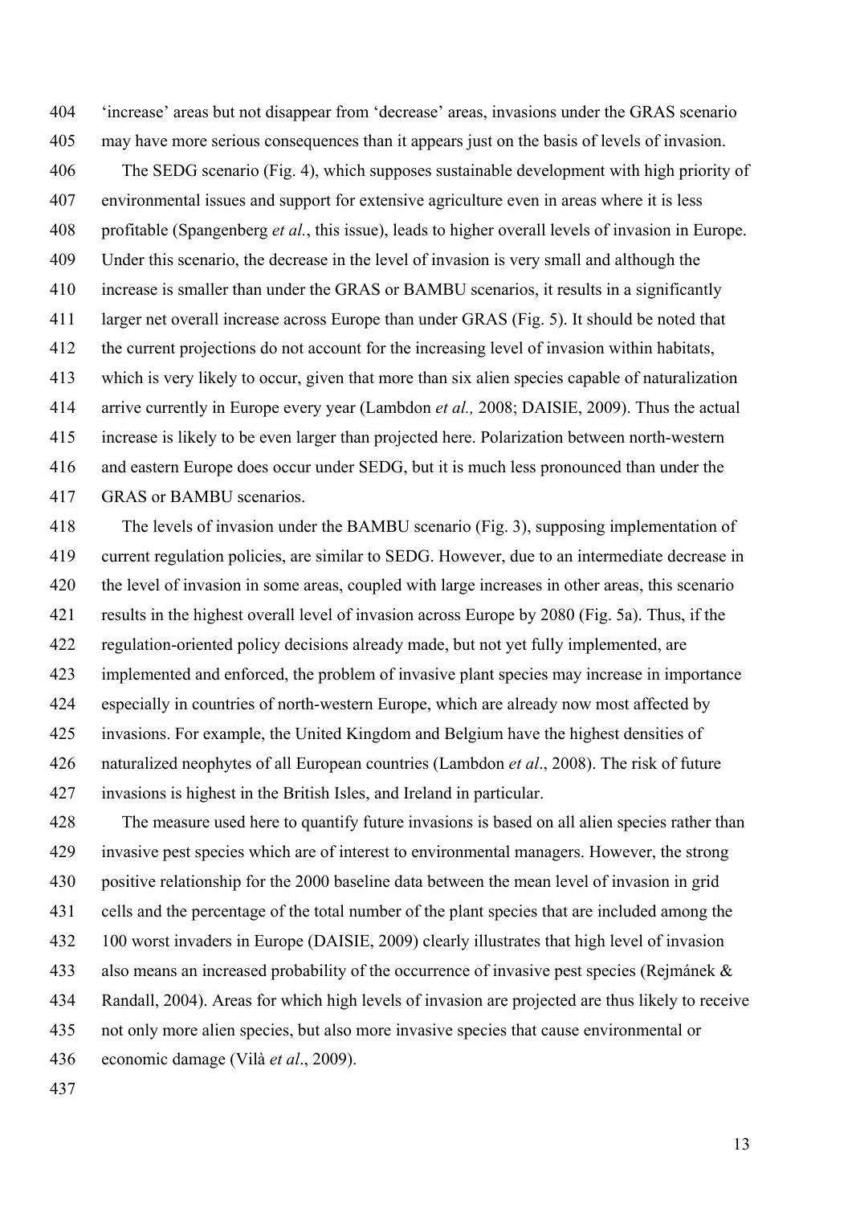'increase' areas but not disappear from 'decrease' areas, invasions under the GRAS scenario may have more serious consequences than it appears just on the basis of levels of invasion.

The SEDG scenario (Fig. 4), which supposes sustainable development with high priority of environmental issues and support for extensive agriculture even in areas where it is less profitable (Spangenberg *et al.*, this issue), leads to higher overall levels of invasion in Europe. Under this scenario, the decrease in the level of invasion is very small and although the increase is smaller than under the GRAS or BAMBU scenarios, it results in a significantly larger net overall increase across Europe than under GRAS (Fig. 5). It should be noted that the current projections do not account for the increasing level of invasion within habitats, which is very likely to occur, given that more than six alien species capable of naturalization arrive currently in Europe every year (Lambdon *et al.,* 2008; DAISIE, 2009). Thus the actual increase is likely to be even larger than projected here. Polarization between north-western and eastern Europe does occur under SEDG, but it is much less pronounced than under the GRAS or BAMBU scenarios.

The levels of invasion under the BAMBU scenario (Fig. 3), supposing implementation of current regulation policies, are similar to SEDG. However, due to an intermediate decrease in the level of invasion in some areas, coupled with large increases in other areas, this scenario results in the highest overall level of invasion across Europe by 2080 (Fig. 5a). Thus, if the regulation-oriented policy decisions already made, but not yet fully implemented, are implemented and enforced, the problem of invasive plant species may increase in importance especially in countries of north-western Europe, which are already now most affected by invasions. For example, the United Kingdom and Belgium have the highest densities of naturalized neophytes of all European countries (Lambdon *et al*., 2008). The risk of future invasions is highest in the British Isles, and Ireland in particular.

The measure used here to quantify future invasions is based on all alien species rather than invasive pest species which are of interest to environmental managers. However, the strong positive relationship for the 2000 baseline data between the mean level of invasion in grid cells and the percentage of the total number of the plant species that are included among the 100 worst invaders in Europe (DAISIE, 2009) clearly illustrates that high level of invasion also means an increased probability of the occurrence of invasive pest species (Rejmánek & Randall, 2004). Areas for which high levels of invasion are projected are thus likely to receive not only more alien species, but also more invasive species that cause environmental or economic damage (Vilà *et al*., 2009).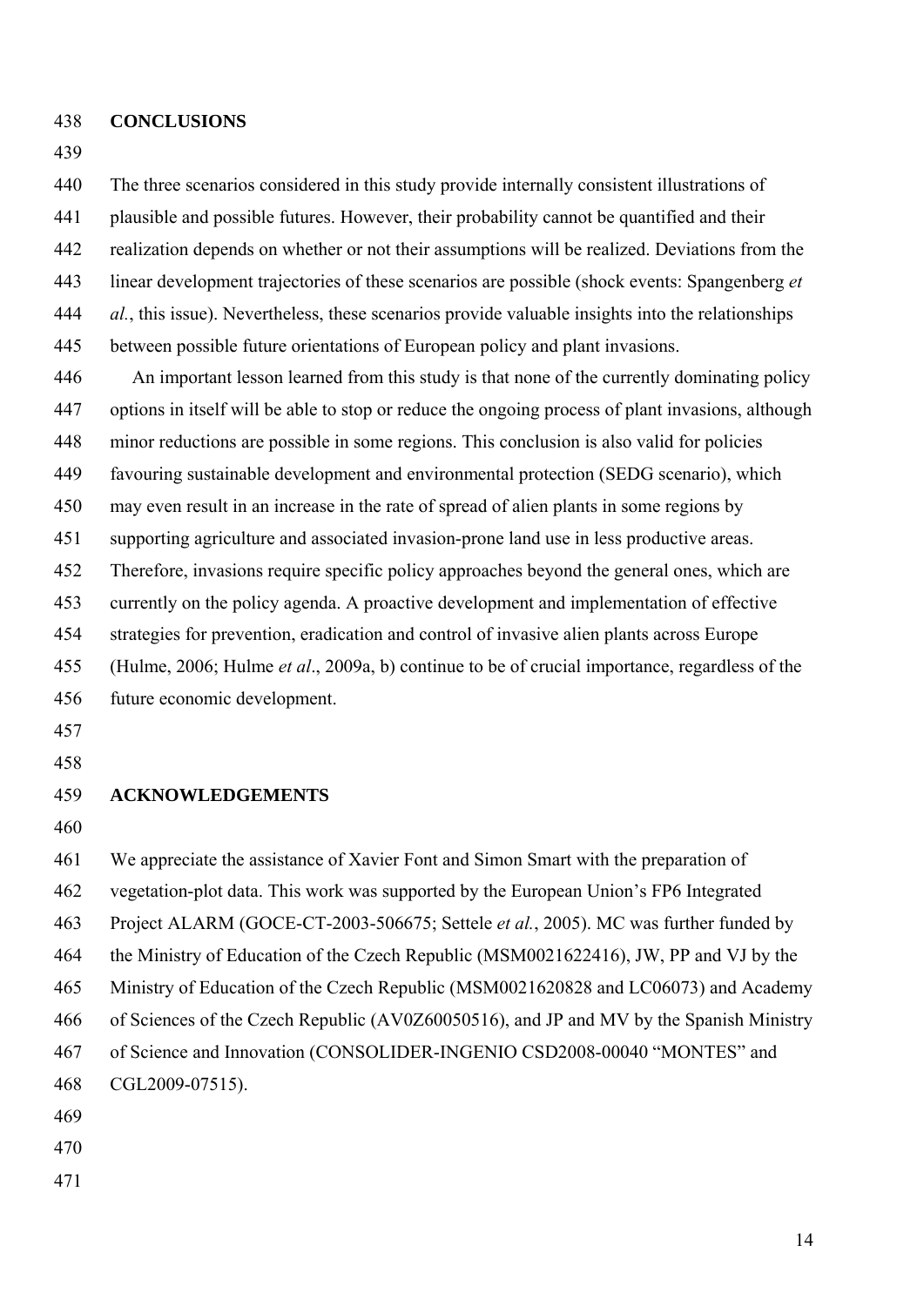## CONCLUSIONS

The three scenarios considered in this study provide internally consistent illustrations of plausible and possible futures. However, their probability cannot be quantified and their realization depends on whether or not their assumptions will be realized. Deviations from the linear development trajectories of these scenarios are possible (shock events: Spangenberg *et al.*, this issue). Nevertheless, these scenarios provide valuable insights into the relationships between possible future orientations of European policy and plant invasions.

An important lesson learned from this study is that none of the currently dominating policy options in itself will be able to stop or reduce the ongoing process of plant invasions, although minor reductions are possible in some regions. This conclusion is also valid for policies favouring sustainable development and environmental protection (SEDG scenario), which may even result in an increase in the rate of spread of alien plants in some regions by supporting agriculture and associated invasion-prone land use in less productive areas. Therefore, invasions require specific policy approaches beyond the general ones, which are currently on the policy agenda. A proactive development and implementation of effective strategies for prevention, eradication and control of invasive alien plants across Europe (Hulme, 2006; Hulme *et al*., 2009a, b) continue to be of crucial importance, regardless of the future economic development.

## ACKNOWLEDGEMENTS

We appreciate the assistance of Xavier Font and Simon Smart with the preparation of vegetation-plot data. This work was supported by the European Union's FP6 Integrated Project ALARM (GOCE-CT-2003-506675; Settele *et al.*, 2005). MC was further funded by the Ministry of Education of the Czech Republic (MSM0021622416), JW, PP and VJ by the Ministry of Education of the Czech Republic (MSM0021620828 and LC06073) and Academy of Sciences of the Czech Republic (AV0Z60050516), and JP and MV by the Spanish Ministry of Science and Innovation (CONSOLIDER-INGENIO CSD2008-00040 "MONTES" and CGL2009-07515).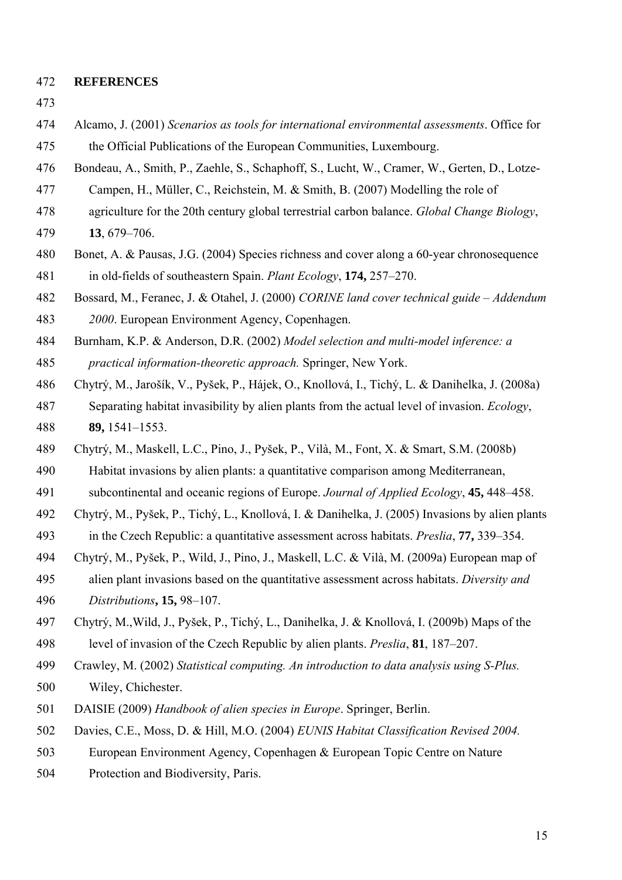## REFERENCES

Alcamo, J. (2001) *Scenarios as tools for international environmental assessments*. Office for the Official Publications of the European Communities, Luxembourg.

Bondeau, A., Smith, P., Zaehle, S., Schaphoff, S., Lucht, W., Cramer, W., Gerten, D., Lotze-Campen, H., Müller, C., Reichstein, M. & Smith, B. (2007) Modelling the role of agriculture for the 20th century global terrestrial carbon balance. *Global Change Biology*, **13**, 679–706.

Bonet, A. & Pausas, J.G. (2004) Species richness and cover along a 60-year chronosequence in old-fields of southeastern Spain. *Plant Ecology*, **174,** 257–270.

Bossard, M., Feranec, J. & Otahel, J. (2000) *CORINE land cover technical guide – Addendum 2000*. European Environment Agency, Copenhagen.

Burnham, K.P. & Anderson, D.R. (2002) *Model selection and multi-model inference: a practical information-theoretic approach.* Springer, New York.

Chytrý, M., Jarošík, V., Pyšek, P., Hájek, O., Knollová, I., Tichý, L. & Danihelka, J. (2008a) Separating habitat invasibility by alien plants from the actual level of invasion. *Ecology*, **89,** 1541–1553.

Chytrý, M., Maskell, L.C., Pino, J., Pyšek, P., Vilà, M., Font, X. & Smart, S.M. (2008b) Habitat invasions by alien plants: a quantitative comparison among Mediterranean, subcontinental and oceanic regions of Europe. *Journal of Applied Ecology*, **45,** 448–458.

Chytrý, M., Pyšek, P., Tichý, L., Knollová, I. & Danihelka, J. (2005) Invasions by alien plants in the Czech Republic: a quantitative assessment across habitats. *Preslia*, **77,** 339–354.

Chytrý, M., Pyšek, P., Wild, J., Pino, J., Maskell, L.C. & Vilà, M. (2009a) European map of alien plant invasions based on the quantitative assessment across habitats. *Diversity and Distributions***, 15,** 98–107.

Chytrý, M.,Wild, J., Pyšek, P., Tichý, L., Danihelka, J. & Knollová, I. (2009b) Maps of the level of invasion of the Czech Republic by alien plants. *Preslia*, **81**, 187–207.

Crawley, M. (2002) *Statistical computing. An introduction to data analysis using S-Plus.* Wiley, Chichester.

DAISIE (2009) *Handbook of alien species in Europe*. Springer, Berlin.

Davies, C.E., Moss, D. & Hill, M.O. (2004) *EUNIS Habitat Classification Revised 2004.* European Environment Agency, Copenhagen & European Topic Centre on Nature Protection and Biodiversity, Paris.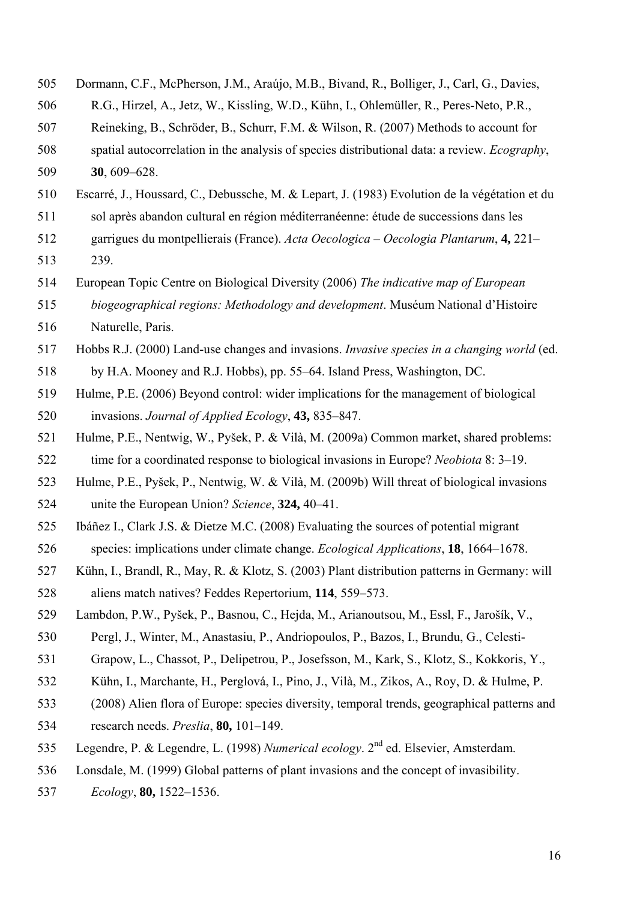Dormann, C.F., McPherson, J.M., Araújo, M.B., Bivand, R., Bolliger, J., Carl, G., Davies, R.G., Hirzel, A., Jetz, W., Kissling, W.D., Kühn, I., Ohlemüller, R., Peres-Neto, P.R., Reineking, B., Schröder, B., Schurr, F.M. & Wilson, R. (2007) Methods to account for spatial autocorrelation in the analysis of species distributional data: a review. *Ecography*, **30**, 609–628.

Escarré, J., Houssard, C., Debussche, M. & Lepart, J. (1983) Evolution de la végétation et du sol après abandon cultural en région méditerranéenne: étude de successions dans les garrigues du montpellierais (France). *Acta Oecologica – Oecologia Plantarum*, **4,** 221–239.

European Topic Centre on Biological Diversity (2006) *The indicative map of European biogeographical regions: Methodology and development*. Muséum National d'Histoire Naturelle, Paris.

Hobbs R.J. (2000) Land-use changes and invasions. *Invasive species in a changing world* (ed. by H.A. Mooney and R.J. Hobbs), pp. 55–64. Island Press, Washington, DC.

Hulme, P.E. (2006) Beyond control: wider implications for the management of biological invasions. *Journal of Applied Ecology*, **43,** 835–847.

Hulme, P.E., Nentwig, W., Pyšek, P. & Vilà, M. (2009a) Common market, shared problems: time for a coordinated response to biological invasions in Europe? *Neobiota* 8: 3–19.

Hulme, P.E., Pyšek, P., Nentwig, W. & Vilà, M. (2009b) Will threat of biological invasions unite the European Union? *Science*, **324,** 40–41.

Ibáñez I., Clark J.S. & Dietze M.C. (2008) Evaluating the sources of potential migrant species: implications under climate change. *Ecological Applications*, **18**, 1664–1678.

Kühn, I., Brandl, R., May, R. & Klotz, S. (2003) Plant distribution patterns in Germany: will aliens match natives? Feddes Repertorium, **114**, 559–573.

Lambdon, P.W., Pyšek, P., Basnou, C., Hejda, M., Arianoutsou, M., Essl, F., Jarošík, V., Pergl, J., Winter, M., Anastasiu, P., Andriopoulos, P., Bazos, I., Brundu, G., Celesti-Grapow, L., Chassot, P., Delipetrou, P., Josefsson, M., Kark, S., Klotz, S., Kokkoris, Y., Kühn, I., Marchante, H., Perglová, I., Pino, J., Vilà, M., Zikos, A., Roy, D. & Hulme, P. (2008) Alien flora of Europe: species diversity, temporal trends, geographical patterns and research needs. *Preslia*, **80,** 101–149.

Legendre, P. & Legendre, L. (1998) *Numerical ecology*. 2nd ed. Elsevier, Amsterdam.

Lonsdale, M. (1999) Global patterns of plant invasions and the concept of invasibility. *Ecology*, **80,** 1522–1536.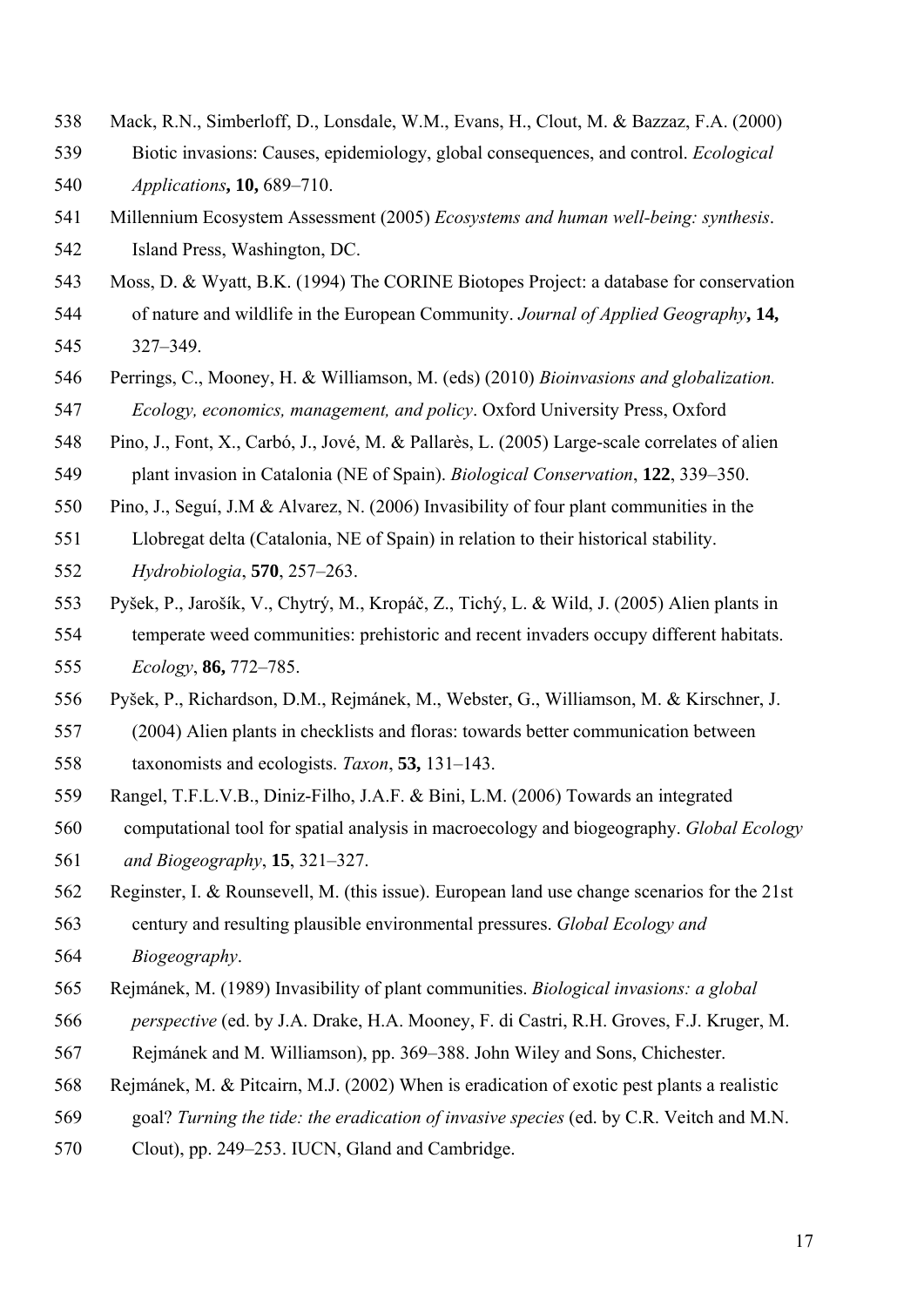Mack, R.N., Simberloff, D., Lonsdale, W.M., Evans, H., Clout, M. & Bazzaz, F.A. (2000) Biotic invasions: Causes, epidemiology, global consequences, and control. *Ecological Applications***, 10,** 689–710.

Millennium Ecosystem Assessment (2005) *Ecosystems and human well-being: synthesis*. Island Press, Washington, DC.

Moss, D. & Wyatt, B.K. (1994) The CORINE Biotopes Project: a database for conservation of nature and wildlife in the European Community. *Journal of Applied Geography***, 14,** 327–349.

Perrings, C., Mooney, H. & Williamson, M. (eds) (2010) *Bioinvasions and globalization. Ecology, economics, management, and policy*. Oxford University Press, Oxford

Pino, J., Font, X., Carbó, J., Jové, M. & Pallarès, L. (2005) Large-scale correlates of alien plant invasion in Catalonia (NE of Spain). *Biological Conservation*, **122**, 339–350.

Pino, J., Seguí, J.M & Alvarez, N. (2006) Invasibility of four plant communities in the Llobregat delta (Catalonia, NE of Spain) in relation to their historical stability. *Hydrobiologia*, **570**, 257–263.

Pyšek, P., Jarošík, V., Chytrý, M., Kropáč, Z., Tichý, L. & Wild, J. (2005) Alien plants in temperate weed communities: prehistoric and recent invaders occupy different habitats. *Ecology*, **86,** 772–785.

Pyšek, P., Richardson, D.M., Rejmánek, M., Webster, G., Williamson, M. & Kirschner, J. (2004) Alien plants in checklists and floras: towards better communication between taxonomists and ecologists. *Taxon*, **53,** 131–143.

Rangel, T.F.L.V.B., Diniz-Filho, J.A.F. & Bini, L.M. (2006) Towards an integrated computational tool for spatial analysis in macroecology and biogeography. *Global Ecology and Biogeography*, **15**, 321–327.

Reginster, I. & Rounsevell, M. (this issue). European land use change scenarios for the 21st century and resulting plausible environmental pressures. *Global Ecology and Biogeography*.

Rejmánek, M. (1989) Invasibility of plant communities. *Biological invasions: a global perspective* (ed. by J.A. Drake, H.A. Mooney, F. di Castri, R.H. Groves, F.J. Kruger, M. Rejmánek and M. Williamson), pp. 369–388. John Wiley and Sons, Chichester.

Rejmánek, M. & Pitcairn, M.J. (2002) When is eradication of exotic pest plants a realistic goal? *Turning the tide: the eradication of invasive species* (ed. by C.R. Veitch and M.N. Clout), pp. 249–253. IUCN, Gland and Cambridge.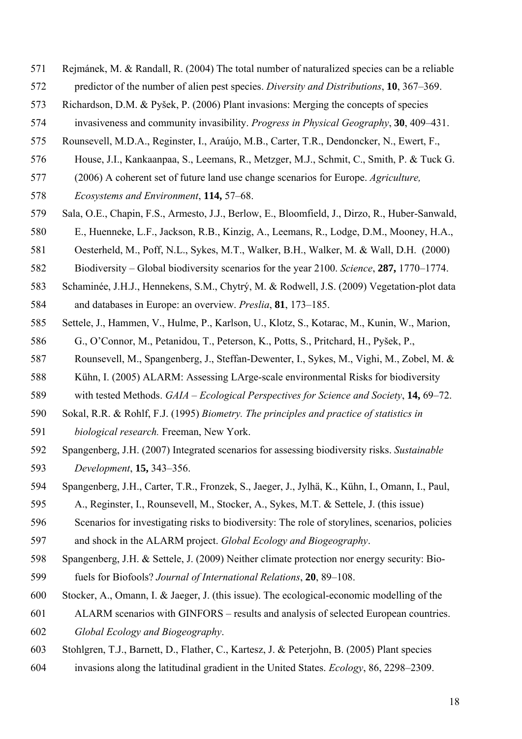Rejmánek, M. & Randall, R. (2004) The total number of naturalized species can be a reliable predictor of the number of alien pest species. *Diversity and Distributions*, **10**, 367–369.

Richardson, D.M. & Pyšek, P. (2006) Plant invasions: Merging the concepts of species invasiveness and community invasibility. *Progress in Physical Geography*, **30**, 409–431.

Rounsevell, M.D.A., Reginster, I., Araújo, M.B., Carter, T.R., Dendoncker, N., Ewert, F., House, J.I., Kankaanpaa, S., Leemans, R., Metzger, M.J., Schmit, C., Smith, P. & Tuck G. (2006) A coherent set of future land use change scenarios for Europe. *Agriculture, Ecosystems and Environment*, **114,** 57–68.

Sala, O.E., Chapin, F.S., Armesto, J.J., Berlow, E., Bloomfield, J., Dirzo, R., Huber-Sanwald, E., Huenneke, L.F., Jackson, R.B., Kinzig, A., Leemans, R., Lodge, D.M., Mooney, H.A., Oesterheld, M., Poff, N.L., Sykes, M.T., Walker, B.H., Walker, M. & Wall, D.H. (2000) Biodiversity – Global biodiversity scenarios for the year 2100. *Science*, **287,** 1770–1774.

Schaminée, J.H.J., Hennekens, S.M., Chytrý, M. & Rodwell, J.S. (2009) Vegetation-plot data and databases in Europe: an overview. *Preslia*, **81**, 173–185.

Settele, J., Hammen, V., Hulme, P., Karlson, U., Klotz, S., Kotarac, M., Kunin, W., Marion, G., O'Connor, M., Petanidou, T., Peterson, K., Potts, S., Pritchard, H., Pyšek, P., Rounsevell, M., Spangenberg, J., Steffan-Dewenter, I., Sykes, M., Vighi, M., Zobel, M. & Kühn, I. (2005) ALARM: Assessing LArge-scale environmental Risks for biodiversity with tested Methods. *GAIA – Ecological Perspectives for Science and Society*, **14,** 69–72.

Sokal, R.R. & Rohlf, F.J. (1995) *Biometry. The principles and practice of statistics in biological research.* Freeman, New York.

Spangenberg, J.H. (2007) Integrated scenarios for assessing biodiversity risks. *Sustainable Development*, **15,** 343–356.

Spangenberg, J.H., Carter, T.R., Fronzek, S., Jaeger, J., Jylhä, K., Kühn, I., Omann, I., Paul, A., Reginster, I., Rounsevell, M., Stocker, A., Sykes, M.T. & Settele, J. (this issue) Scenarios for investigating risks to biodiversity: The role of storylines, scenarios, policies and shock in the ALARM project. *Global Ecology and Biogeography*.

Spangenberg, J.H. & Settele, J. (2009) Neither climate protection nor energy security: Bio-fuels for Biofools? *Journal of International Relations*, **20**, 89–108.

Stocker, A., Omann, I. & Jaeger, J. (this issue). The ecological-economic modelling of the ALARM scenarios with GINFORS – results and analysis of selected European countries. *Global Ecology and Biogeography*.

Stohlgren, T.J., Barnett, D., Flather, C., Kartesz, J. & Peterjohn, B. (2005) Plant species invasions along the latitudinal gradient in the United States. *Ecology*, 86, 2298–2309.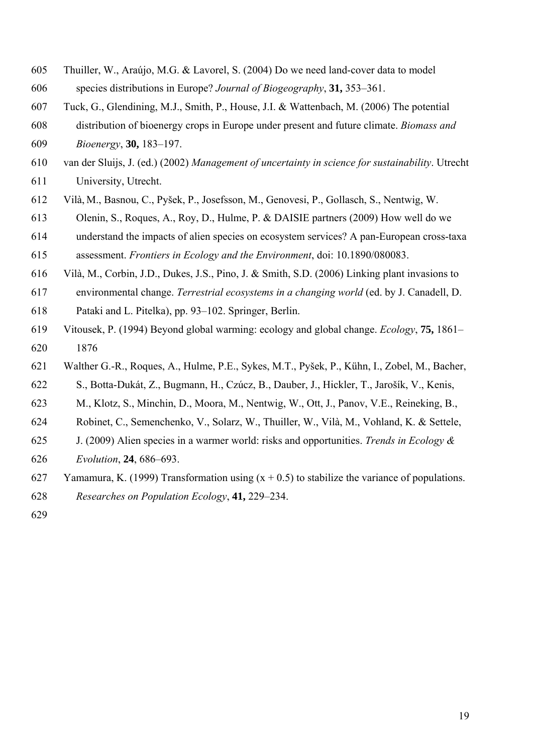Thuiller, W., Araújo, M.G. & Lavorel, S. (2004) Do we need land-cover data to model species distributions in Europe? *Journal of Biogeography*, **31,** 353–361.

Tuck, G., Glendining, M.J., Smith, P., House, J.I. & Wattenbach, M. (2006) The potential distribution of bioenergy crops in Europe under present and future climate. *Biomass and Bioenergy*, **30,** 183–197.

van der Sluijs, J. (ed.) (2002) *Management of uncertainty in science for sustainability*. Utrecht University, Utrecht.

Vilà, M., Basnou, C., Pyšek, P., Josefsson, M., Genovesi, P., Gollasch, S., Nentwig, W. Olenin, S., Roques, A., Roy, D., Hulme, P. & DAISIE partners (2009) How well do we understand the impacts of alien species on ecosystem services? A pan-European cross-taxa assessment. *Frontiers in Ecology and the Environment*, doi: 10.1890/080083.

Vilà, M., Corbin, J.D., Dukes, J.S., Pino, J. & Smith, S.D. (2006) Linking plant invasions to environmental change. *Terrestrial ecosystems in a changing world* (ed. by J. Canadell, D. Pataki and L. Pitelka), pp. 93–102. Springer, Berlin.

Vitousek, P. (1994) Beyond global warming: ecology and global change. *Ecology*, **75,** 1861–1876

Walther G.-R., Roques, A., Hulme, P.E., Sykes, M.T., Pyšek, P., Kühn, I., Zobel, M., Bacher, S., Botta-Dukát, Z., Bugmann, H., Czúcz, B., Dauber, J., Hickler, T., Jarošík, V., Kenis, M., Klotz, S., Minchin, D., Moora, M., Nentwig, W., Ott, J., Panov, V.E., Reineking, B., Robinet, C., Semenchenko, V., Solarz, W., Thuiller, W., Vilà, M., Vohland, K. & Settele, J. (2009) Alien species in a warmer world: risks and opportunities. *Trends in Ecology & Evolution*, **24**, 686–693.

Yamamura, K. (1999) Transformation using $(x + 0.5)$ to stabilize the variance of populations. *Researches on Population Ecology*, **41,** 229–234.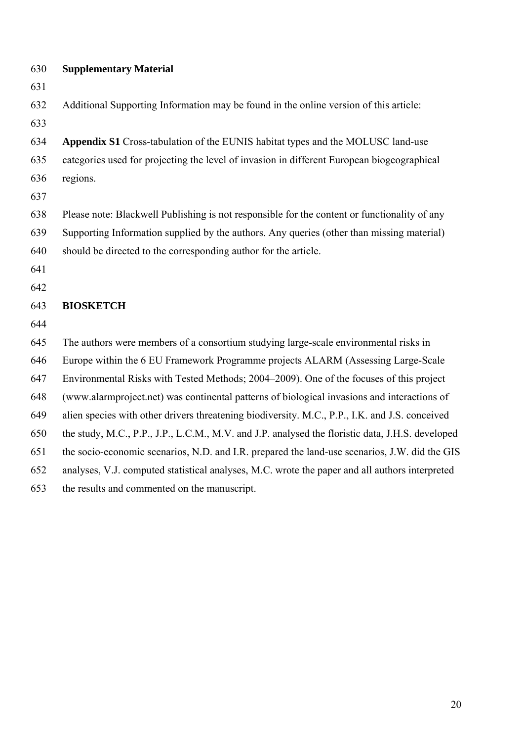## Supplementary Material

Additional Supporting Information may be found in the online version of this article:

**Appendix S1** Cross-tabulation of the EUNIS habitat types and the MOLUSC land-use categories used for projecting the level of invasion in different European biogeographical regions.

Please note: Blackwell Publishing is not responsible for the content or functionality of any Supporting Information supplied by the authors. Any queries (other than missing material) should be directed to the corresponding author for the article.

## BIOSKETCH

The authors were members of a consortium studying large-scale environmental risks in Europe within the 6 EU Framework Programme projects ALARM (Assessing Large-Scale Environmental Risks with Tested Methods; 2004–2009). One of the focuses of this project (www.alarmproject.net) was continental patterns of biological invasions and interactions of alien species with other drivers threatening biodiversity. M.C., P.P., I.K. and J.S. conceived the study, M.C., P.P., J.P., L.C.M., M.V. and J.P. analysed the floristic data, J.H.S. developed the socio-economic scenarios, N.D. and I.R. prepared the land-use scenarios, J.W. did the GIS analyses, V.J. computed statistical analyses, M.C. wrote the paper and all authors interpreted the results and commented on the manuscript.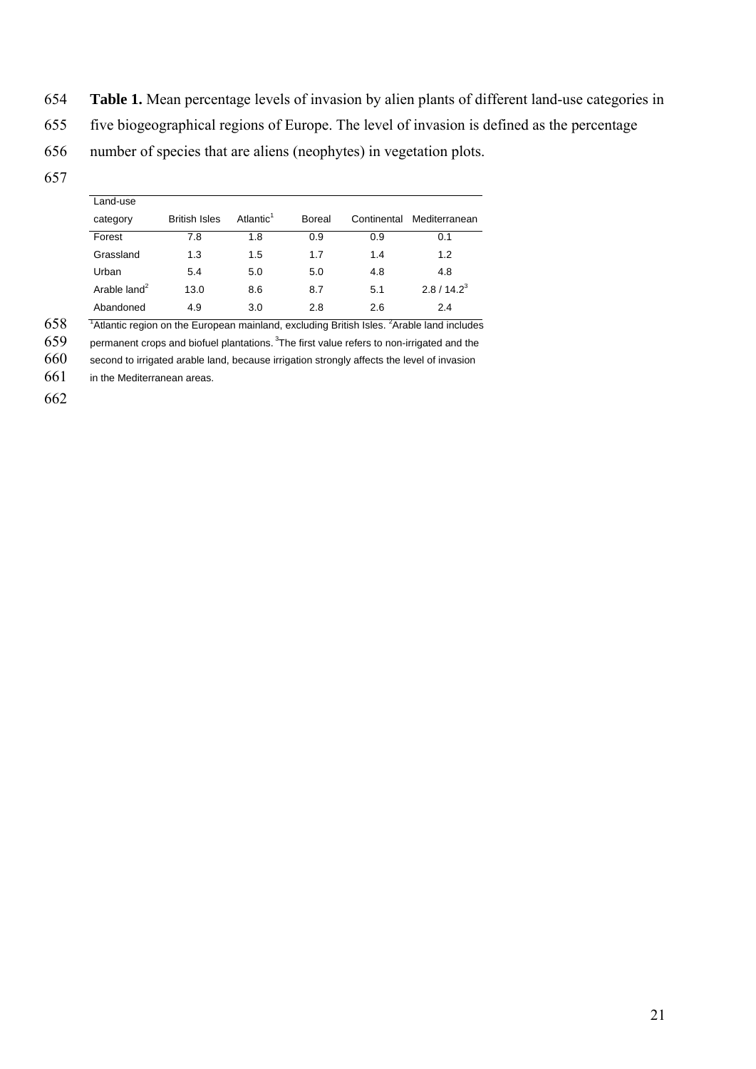**Table 1.** Mean percentage levels of invasion by alien plants of different land-use categories in five biogeographical regions of Europe. The level of invasion is defined as the percentage number of species that are aliens (neophytes) in vegetation plots.

| Land-use category | British Isles | Atlantic[1] | Boreal | Continental | Mediterranean |
|---|---|---|---|---|---|
| Forest | 7.8 | 1.8 | 0.9 | 0.9 | 0.1 |
| Grassland | 1.3 | 1.5 | 1.7 | 1.4 | 1.2 |
| Urban | 5.4 | 5.0 | 5.0 | 4.8 | 4.8 |
| Arable land[2] | 13.0 | 8.6 | 8.7 | 5.1 | 2.8 / 14.2[3] |
| Abandoned | 4.9 | 3.0 | 2.8 | 2.6 | 2.4 |

[1]Atlantic region on the European mainland, excluding British Isles. [2]Arable land includes permanent crops and biofuel plantations. [3]The first value refers to non-irrigated and the second to irrigated arable land, because irrigation strongly affects the level of invasion in the Mediterranean areas.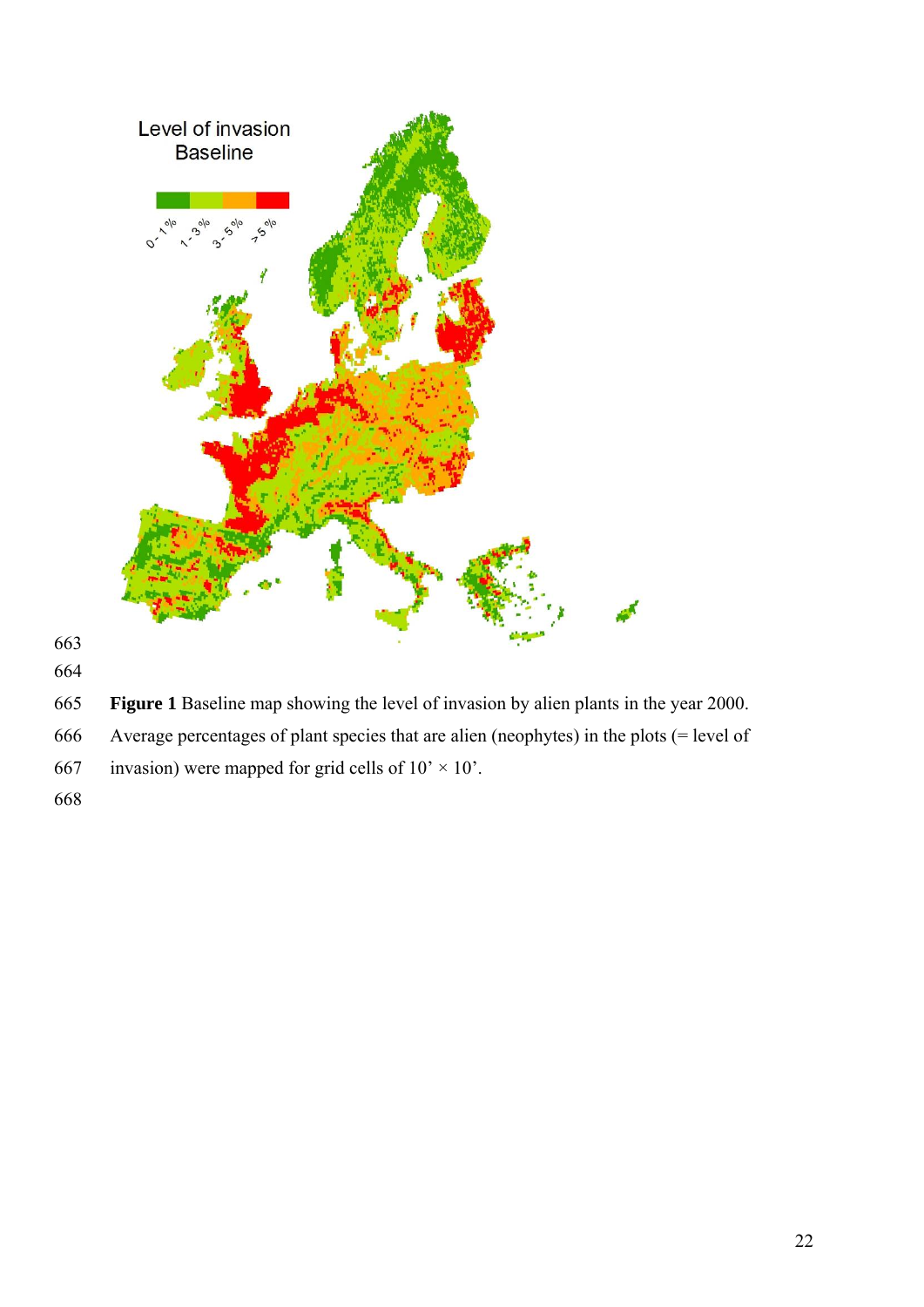**Figure 1** Baseline map showing the level of invasion by alien plants in the year 2000. Average percentages of plant species that are alien (neophytes) in the plots (= level of invasion) were mapped for grid cells of 10' × 10'.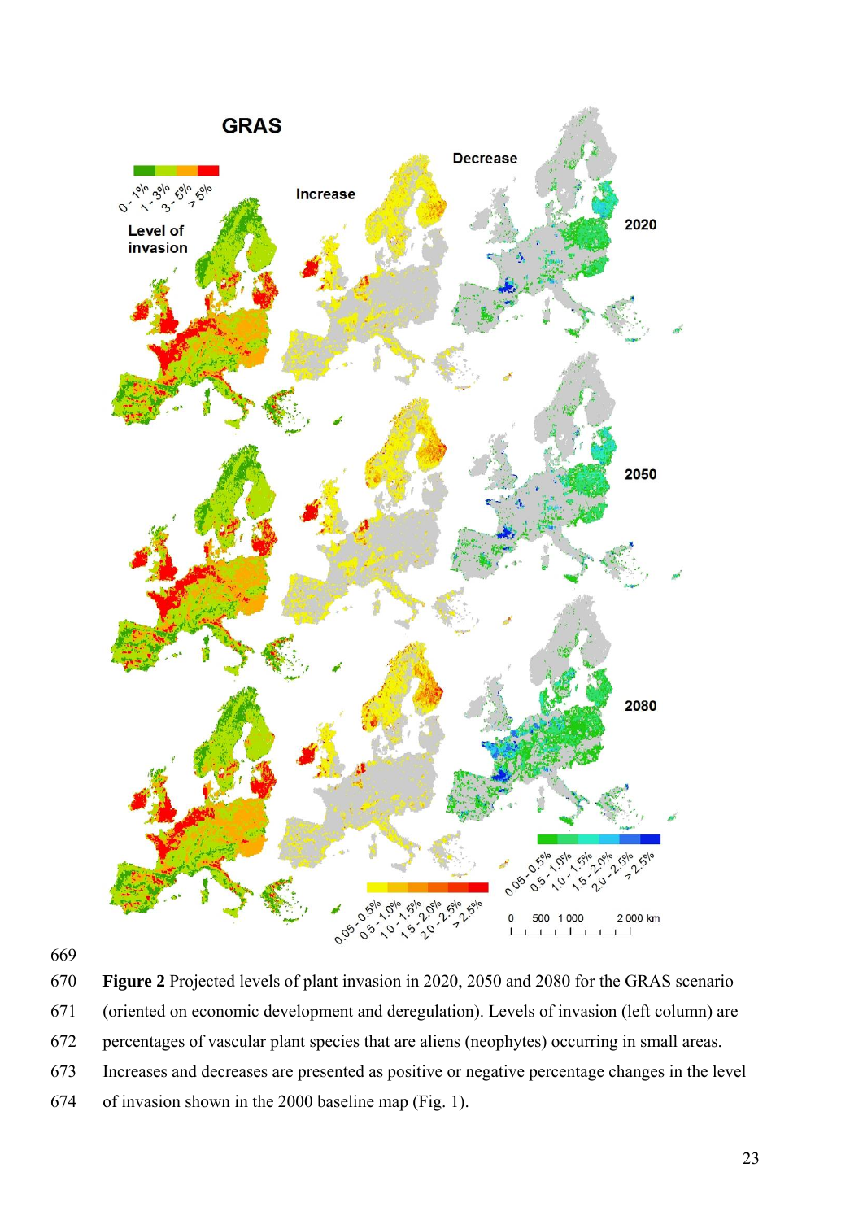Figure 2 Projected levels of plant invasion in 2020, 2050 and 2080 for the GRAS scenario (oriented on economic development and deregulation). Levels of invasion (left column) are percentages of vascular plant species that are aliens (neophytes) occurring in small areas. Increases and decreases are presented as positive or negative percentage changes in the level of invasion shown in the 2000 baseline map (Fig. 1).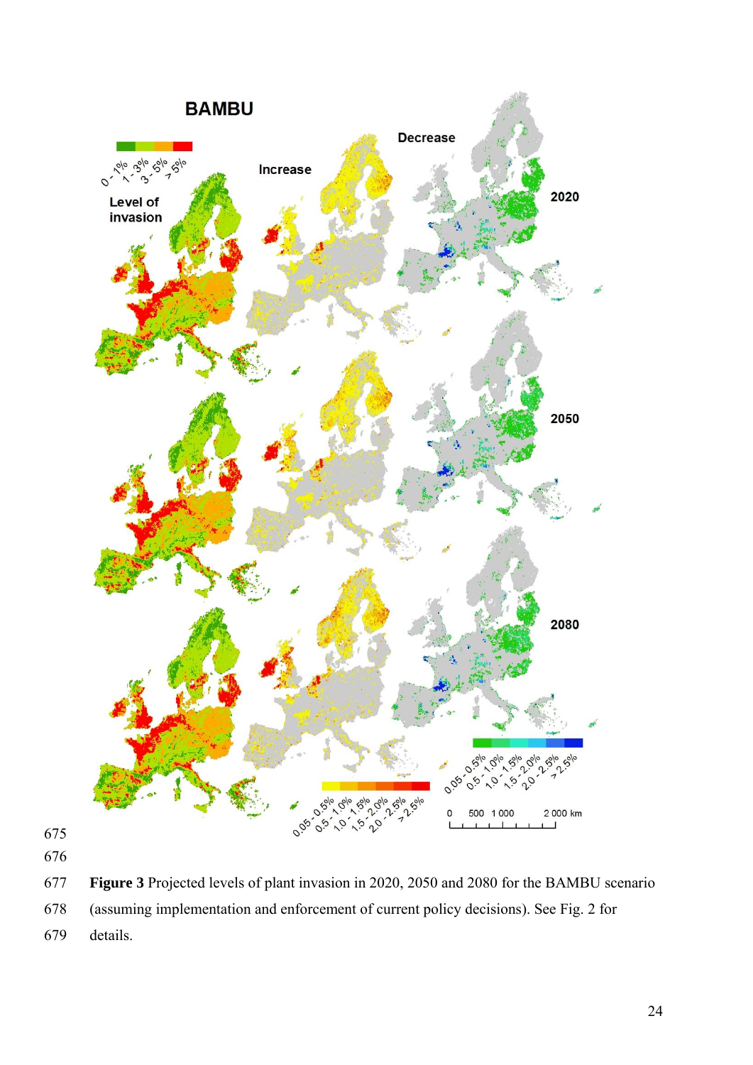**Figure 3** Projected levels of plant invasion in 2020, 2050 and 2080 for the BAMBU scenario (assuming implementation and enforcement of current policy decisions). See Fig. 2 for details.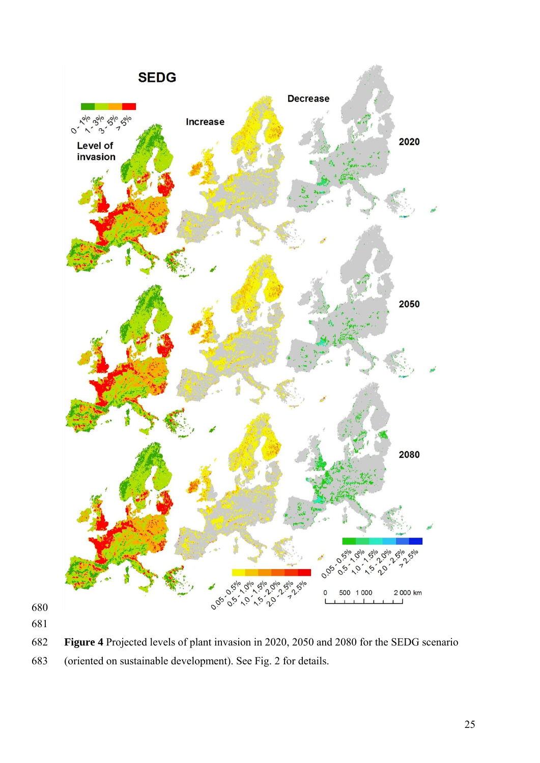Figure 4 Projected levels of plant invasion in 2020, 2050 and 2080 for the SEDG scenario (oriented on sustainable development). See Fig. 2 for details.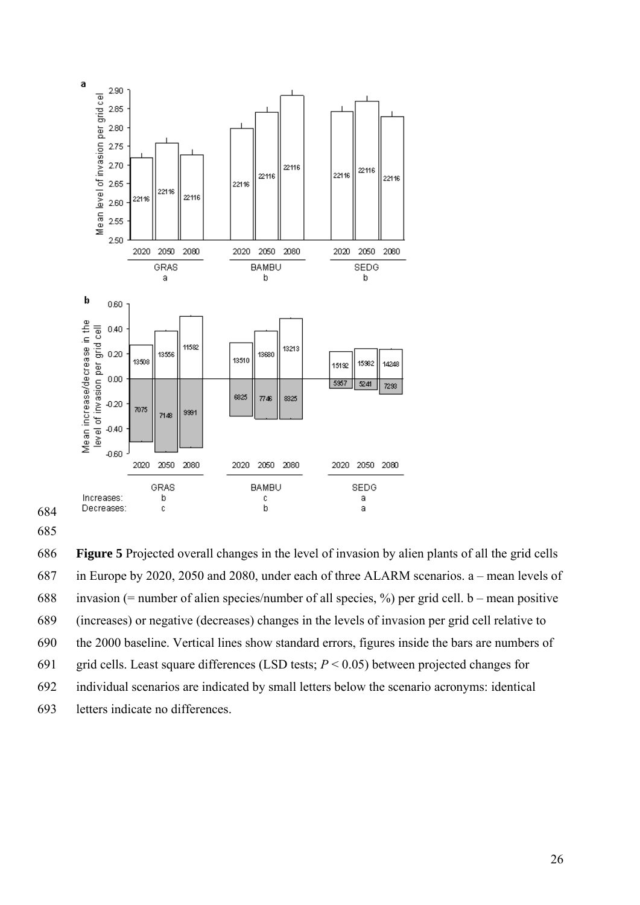**Figure 5** Projected overall changes in the level of invasion by alien plants of all the grid cells in Europe by 2020, 2050 and 2080, under each of three ALARM scenarios. a – mean levels of invasion (= number of alien species/number of all species, %) per grid cell. b – mean positive (increases) or negative (decreases) changes in the levels of invasion per grid cell relative to the 2000 baseline. Vertical lines show standard errors, figures inside the bars are numbers of grid cells. Least square differences (LSD tests; $P < 0.05$) between projected changes for individual scenarios are indicated by small letters below the scenario acronyms: identical letters indicate no differences.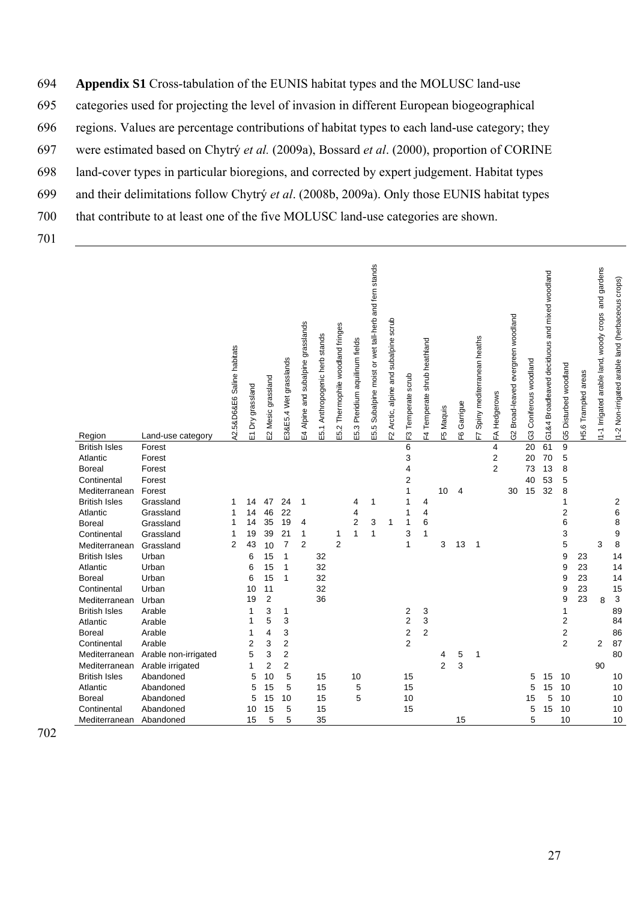**Appendix S1** Cross-tabulation of the EUNIS habitat types and the MOLUSC land-use categories used for projecting the level of invasion in different European biogeographical regions. Values are percentage contributions of habitat types to each land-use category; they were estimated based on Chytrý *et al.* (2009a), Bossard *et al*. (2000), proportion of CORINE land-cover types in particular bioregions, and corrected by expert judgement. Habitat types and their delimitations follow Chytrý *et al*. (2008b, 2009a). Only those EUNIS habitat types that contribute to at least one of the five MOLUSC land-use categories are shown.

| Region | Land-use category | A2.5&D6&E6 Saline habitats | E1 Dry grassland | E2 Mesic grassland | E3&E5.4 Wet grasslands | E4 Alpine and subalpine grasslands | E5.1 Anthropogenic herb stands | E5.2 Thermophile woodland fringes | E5.3 Pteridium aquilinum fields | E5.5 Subalpine moist or wet tall-herb and fern stands | F2 Arctic, alpine and subalpine scrub | F3 Temperate scrub | F4 Temperate shrub heathland | F5 Maquis | F6 Garrigue | F7 Spiny mediterranean heaths | FA Hedgerows | G2 Broad-leaved evergreen woodland | G3 Coniferous woodland | G1&4 Broadleaved deciduous and mixed woodland | G5 Disturbed woodland | H5.6 Trampled areas | I1-1 Irrigated arable land, woody crops and gardens | I1-2 Non-irrigated arable land (herbaceous crops) |
|---|---|---|---|---|---|---|---|---|---|---|---|---|---|---|---|---|---|---|---|---|---|---|---|---|
| British Isles | Forest | | | | | | | | | | | 6 | | | | | 4 | | 20 | 61 | 9 | | | |
| Atlantic | Forest | | | | | | | | | | | 3 | | | | | 2 | | 20 | 70 | 5 | | | |
| Boreal | Forest | | | | | | | | | | | 4 | | | | | 2 | | 73 | 13 | 8 | | | |
| Continental | Forest | | | | | | | | | | | 2 | | | | | | | 40 | 53 | 5 | | | |
| Mediterranean | Forest | | | | | | | | | | | 1 | | 10 | 4 | | | 30 | 15 | 32 | 8 | | | |
| British Isles | Grassland | 1 | 14 | 47 | 24 | 1 | | | 4 | 1 | | 1 | 4 | | | | | | | | 1 | | | 2 |
| Atlantic | Grassland | 1 | 14 | 46 | 22 | | | | 4 | | | 1 | 4 | | | | | | | | 2 | | | 6 |
| Boreal | Grassland | 1 | 14 | 35 | 19 | 4 | | | 2 | 3 | 1 | 1 | 6 | | | | | | | | 6 | | | 8 |
| Continental | Grassland | 1 | 19 | 39 | 21 | 1 | | 1 | 1 | 1 | | 3 | 1 | | | | | | | | 3 | | | 9 |
| Mediterranean | Grassland | 2 | 43 | 10 | 7 | 2 | | 2 | | | | 1 | | 3 | 13 | 1 | | | | | 5 | | 3 | 8 |
| British Isles | Urban | | 6 | 15 | 1 | | 32 | | | | | | | | | | | | | | 9 | 23 | | 14 |
| Atlantic | Urban | | 6 | 15 | 1 | | 32 | | | | | | | | | | | | | | 9 | 23 | | 14 |
| Boreal | Urban | | 6 | 15 | 1 | | 32 | | | | | | | | | | | | | | 9 | 23 | | 14 |
| Continental | Urban | | 10 | 11 | | | 32 | | | | | | | | | | | | | | 9 | 23 | | 15 |
| Mediterranean | Urban | | 19 | 2 | | | 36 | | | | | | | | | | | | | | 9 | 23 | 8 | 3 |
| British Isles | Arable | | 1 | 3 | 1 | | | | | | | 2 | 3 | | | | | | | | 1 | | | 89 |
| Atlantic | Arable | | 1 | 5 | 3 | | | | | | | 2 | 3 | | | | | | | | 2 | | | 84 |
| Boreal | Arable | | 1 | 4 | 3 | | | | | | | 2 | 2 | | | | | | | | 2 | | | 86 |
| Continental | Arable | | 2 | 3 | 2 | | | | | | | 2 | | | | | | | | | 2 | | 2 | 87 |
| Mediterranean | Arable non-irrigated | | 5 | 3 | 2 | | | | | | | | | 4 | 5 | 1 | | | | | | | | 80 |
| Mediterranean | Arable irrigated | | 1 | 2 | 2 | | | | | | | | | 2 | 3 | | | | | | | | 90 | |
| British Isles | Abandoned | | 5 | 10 | 5 | | 15 | | 10 | | | 15 | | | | | | | 5 | 15 | 10 | | | 10 |
| Atlantic | Abandoned | | 5 | 15 | 5 | | 15 | | 5 | | | 15 | | | | | | | 5 | 15 | 10 | | | 10 |
| Boreal | Abandoned | | 5 | 15 | 10 | | 15 | | 5 | | | 10 | | | | | | | 15 | 5 | 10 | | | 10 |
| Continental | Abandoned | | 10 | 15 | 5 | | 15 | | | | | 15 | | | | | | | 5 | 15 | 10 | | | 10 |
| Mediterranean | Abandoned | | 15 | 5 | 5 | | 35 | | | | | | | | 15 | | | | 5 | | 10 | | | 10 |